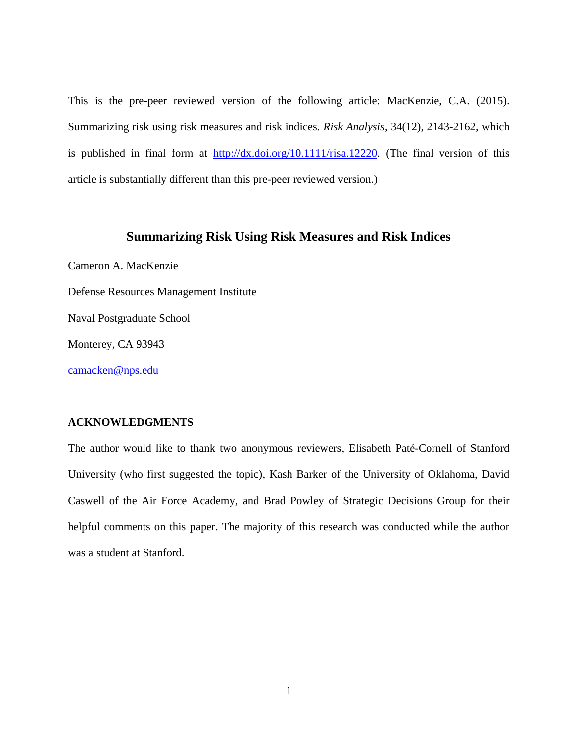This is the pre-peer reviewed version of the following article: MacKenzie, C.A. (2015). Summarizing risk using risk measures and risk indices. *Risk Analysis*, 34(12), 2143-2162, which is published in final form at [http://dx.doi.org/10.1111/risa.12220](http://dx.doi.org/10.1111/risa.12220). (The final version of this article is substantially different than this pre-peer reviewed version.)

# Summarizing Risk Using Risk Measures and Risk Indices

Cameron A. MacKenzie

Defense Resources Management Institute

Naval Postgraduate School

Monterey, CA 93943

camacken@nps.edu

## ACKNOWLEDGMENTS

The author would like to thank two anonymous reviewers, Elisabeth Paté-Cornell of Stanford University (who first suggested the topic), Kash Barker of the University of Oklahoma, David Caswell of the Air Force Academy, and Brad Powley of Strategic Decisions Group for their helpful comments on this paper. The majority of this research was conducted while the author was a student at Stanford.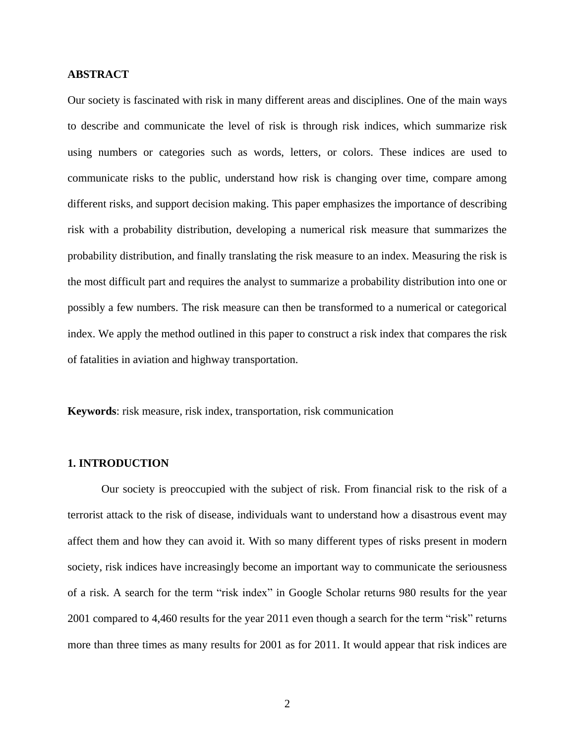## ABSTRACT

Our society is fascinated with risk in many different areas and disciplines. One of the main ways to describe and communicate the level of risk is through risk indices, which summarize risk using numbers or categories such as words, letters, or colors. These indices are used to communicate risks to the public, understand how risk is changing over time, compare among different risks, and support decision making. This paper emphasizes the importance of describing risk with a probability distribution, developing a numerical risk measure that summarizes the probability distribution, and finally translating the risk measure to an index. Measuring the risk is the most difficult part and requires the analyst to summarize a probability distribution into one or possibly a few numbers. The risk measure can then be transformed to a numerical or categorical index. We apply the method outlined in this paper to construct a risk index that compares the risk of fatalities in aviation and highway transportation.

**Keywords**: risk measure, risk index, transportation, risk communication

## 1. INTRODUCTION

Our society is preoccupied with the subject of risk. From financial risk to the risk of a terrorist attack to the risk of disease, individuals want to understand how a disastrous event may affect them and how they can avoid it. With so many different types of risks present in modern society, risk indices have increasingly become an important way to communicate the seriousness of a risk. A search for the term "risk index" in Google Scholar returns 980 results for the year 2001 compared to 4,460 results for the year 2011 even though a search for the term "risk" returns more than three times as many results for 2001 as for 2011. It would appear that risk indices are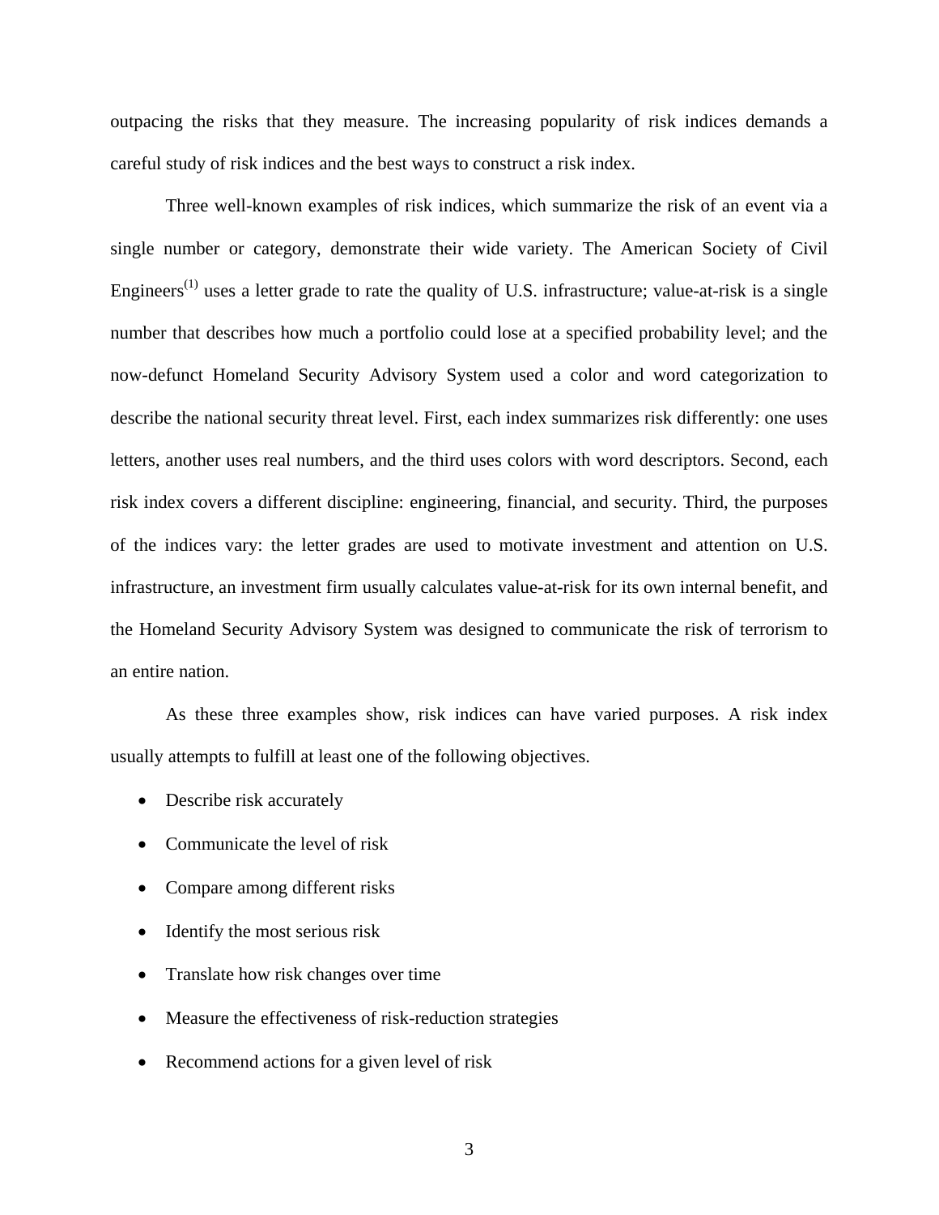outpacing the risks that they measure. The increasing popularity of risk indices demands a careful study of risk indices and the best ways to construct a risk index.

Three well-known examples of risk indices, which summarize the risk of an event via a single number or category, demonstrate their wide variety. The American Society of Civil Engineers[1] uses a letter grade to rate the quality of U.S. infrastructure; value-at-risk is a single number that describes how much a portfolio could lose at a specified probability level; and the now-defunct Homeland Security Advisory System used a color and word categorization to describe the national security threat level. First, each index summarizes risk differently: one uses letters, another uses real numbers, and the third uses colors with word descriptors. Second, each risk index covers a different discipline: engineering, financial, and security. Third, the purposes of the indices vary: the letter grades are used to motivate investment and attention on U.S. infrastructure, an investment firm usually calculates value-at-risk for its own internal benefit, and the Homeland Security Advisory System was designed to communicate the risk of terrorism to an entire nation.

As these three examples show, risk indices can have varied purposes. A risk index usually attempts to fulfill at least one of the following objectives.

- Describe risk accurately
- Communicate the level of risk
- Compare among different risks
- Identify the most serious risk
- Translate how risk changes over time
- Measure the effectiveness of risk-reduction strategies
- Recommend actions for a given level of risk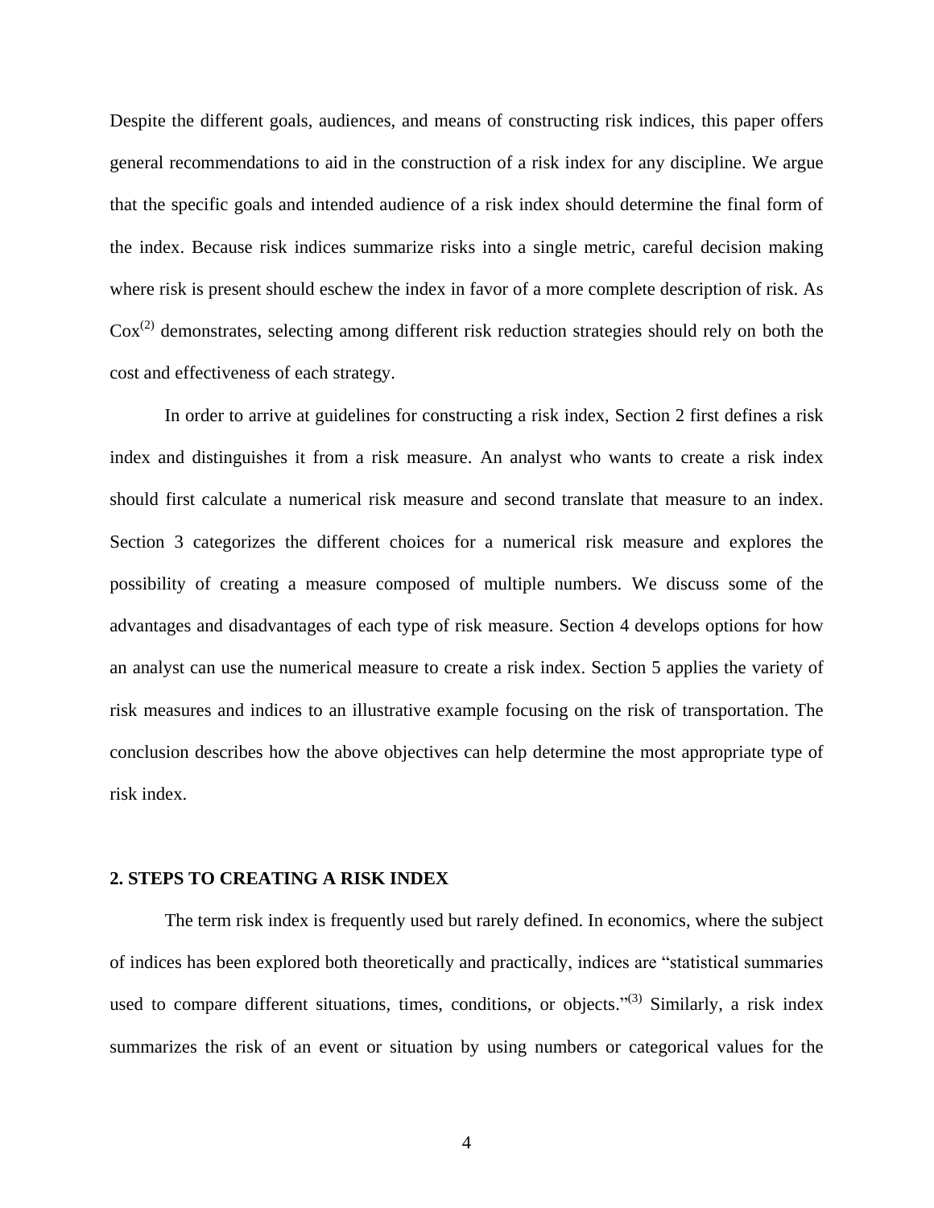Despite the different goals, audiences, and means of constructing risk indices, this paper offers general recommendations to aid in the construction of a risk index for any discipline. We argue that the specific goals and intended audience of a risk index should determine the final form of the index. Because risk indices summarize risks into a single metric, careful decision making where risk is present should eschew the index in favor of a more complete description of risk. As Cox[(2)] demonstrates, selecting among different risk reduction strategies should rely on both the cost and effectiveness of each strategy.

In order to arrive at guidelines for constructing a risk index, Section 2 first defines a risk index and distinguishes it from a risk measure. An analyst who wants to create a risk index should first calculate a numerical risk measure and second translate that measure to an index. Section 3 categorizes the different choices for a numerical risk measure and explores the possibility of creating a measure composed of multiple numbers. We discuss some of the advantages and disadvantages of each type of risk measure. Section 4 develops options for how an analyst can use the numerical measure to create a risk index. Section 5 applies the variety of risk measures and indices to an illustrative example focusing on the risk of transportation. The conclusion describes how the above objectives can help determine the most appropriate type of risk index.

## 2. STEPS TO CREATING A RISK INDEX

The term risk index is frequently used but rarely defined. In economics, where the subject of indices has been explored both theoretically and practically, indices are "statistical summaries used to compare different situations, times, conditions, or objects."[(3)] Similarly, a risk index summarizes the risk of an event or situation by using numbers or categorical values for the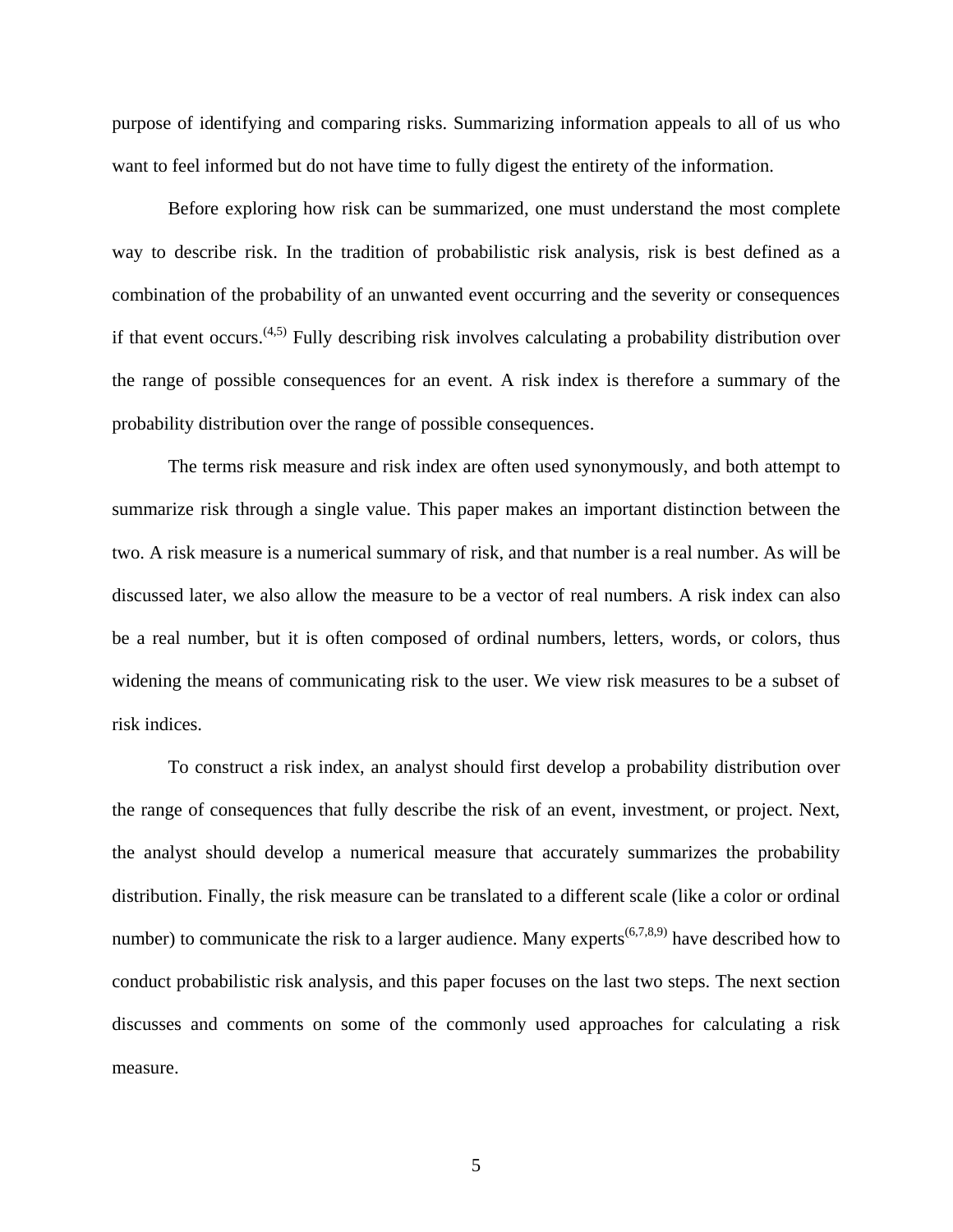purpose of identifying and comparing risks. Summarizing information appeals to all of us who want to feel informed but do not have time to fully digest the entirety of the information.

Before exploring how risk can be summarized, one must understand the most complete way to describe risk. In the tradition of probabilistic risk analysis, risk is best defined as a combination of the probability of an unwanted event occurring and the severity or consequences if that event occurs.[4,5] Fully describing risk involves calculating a probability distribution over the range of possible consequences for an event. A risk index is therefore a summary of the probability distribution over the range of possible consequences.

The terms risk measure and risk index are often used synonymously, and both attempt to summarize risk through a single value. This paper makes an important distinction between the two. A risk measure is a numerical summary of risk, and that number is a real number. As will be discussed later, we also allow the measure to be a vector of real numbers. A risk index can also be a real number, but it is often composed of ordinal numbers, letters, words, or colors, thus widening the means of communicating risk to the user. We view risk measures to be a subset of risk indices.

To construct a risk index, an analyst should first develop a probability distribution over the range of consequences that fully describe the risk of an event, investment, or project. Next, the analyst should develop a numerical measure that accurately summarizes the probability distribution. Finally, the risk measure can be translated to a different scale (like a color or ordinal number) to communicate the risk to a larger audience. Many experts[6,7,8,9] have described how to conduct probabilistic risk analysis, and this paper focuses on the last two steps. The next section discusses and comments on some of the commonly used approaches for calculating a risk measure.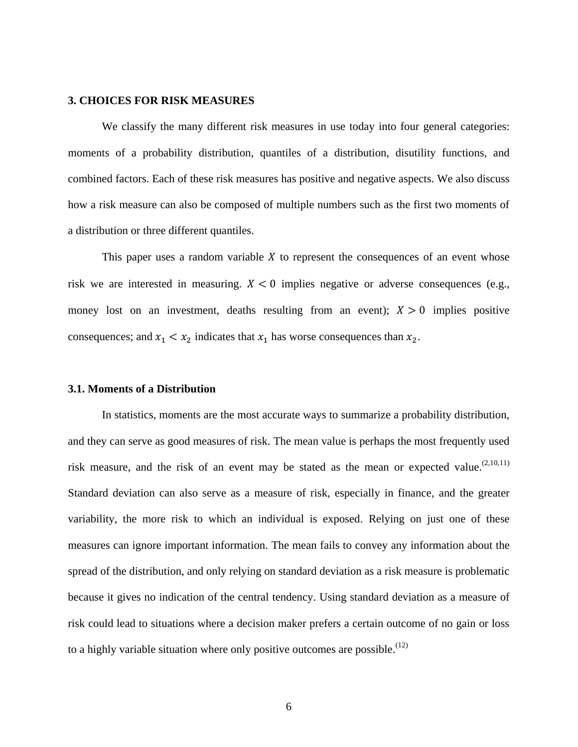## 3. CHOICES FOR RISK MEASURES

We classify the many different risk measures in use today into four general categories: moments of a probability distribution, quantiles of a distribution, disutility functions, and combined factors. Each of these risk measures has positive and negative aspects. We also discuss how a risk measure can also be composed of multiple numbers such as the first two moments of a distribution or three different quantiles.

This paper uses a random variable $X$ to represent the consequences of an event whose risk we are interested in measuring. $X < 0$ implies negative or adverse consequences (e.g., money lost on an investment, deaths resulting from an event); $X > 0$ implies positive consequences; and $x_1 < x_2$ indicates that $x_1$ has worse consequences than $x_2$.

### 3.1. Moments of a Distribution

In statistics, moments are the most accurate ways to summarize a probability distribution, and they can serve as good measures of risk. The mean value is perhaps the most frequently used risk measure, and the risk of an event may be stated as the mean or expected value.[2,10,11] Standard deviation can also serve as a measure of risk, especially in finance, and the greater variability, the more risk to which an individual is exposed. Relying on just one of these measures can ignore important information. The mean fails to convey any information about the spread of the distribution, and only relying on standard deviation as a risk measure is problematic because it gives no indication of the central tendency. Using standard deviation as a measure of risk could lead to situations where a decision maker prefers a certain outcome of no gain or loss to a highly variable situation where only positive outcomes are possible.[12]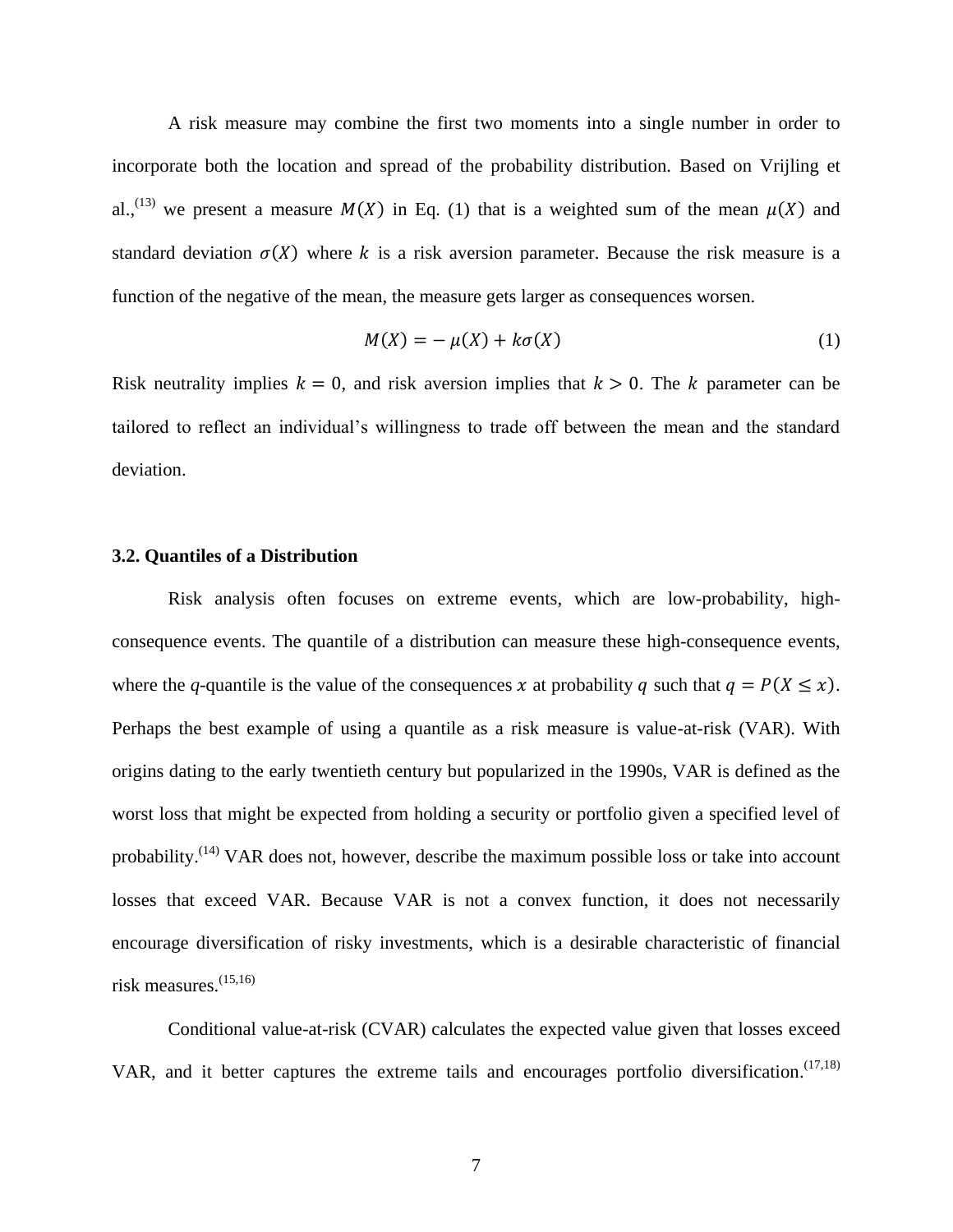A risk measure may combine the first two moments into a single number in order to incorporate both the location and spread of the probability distribution. Based on Vrijling et al.,[13] we present a measure $M(X)$ in Eq. (1) that is a weighted sum of the mean $\mu(X)$ and standard deviation $\sigma(X)$ where $k$ is a risk aversion parameter. Because the risk measure is a function of the negative of the mean, the measure gets larger as consequences worsen.

$$M(X) = -\,\mu(X) + k\sigma(X) \tag{1}$$

Risk neutrality implies $k = 0$, and risk aversion implies that $k > 0$. The $k$ parameter can be tailored to reflect an individual's willingness to trade off between the mean and the standard deviation.

### 3.2. Quantiles of a Distribution

Risk analysis often focuses on extreme events, which are low-probability, high-consequence events. The quantile of a distribution can measure these high-consequence events, where the *q*-quantile is the value of the consequences $x$ at probability $q$ such that $q = P(X \leq x)$. Perhaps the best example of using a quantile as a risk measure is value-at-risk (VAR). With origins dating to the early twentieth century but popularized in the 1990s, VAR is defined as the worst loss that might be expected from holding a security or portfolio given a specified level of probability.[14] VAR does not, however, describe the maximum possible loss or take into account losses that exceed VAR. Because VAR is not a convex function, it does not necessarily encourage diversification of risky investments, which is a desirable characteristic of financial risk measures.[15,16]

Conditional value-at-risk (CVAR) calculates the expected value given that losses exceed VAR, and it better captures the extreme tails and encourages portfolio diversification.[17,18]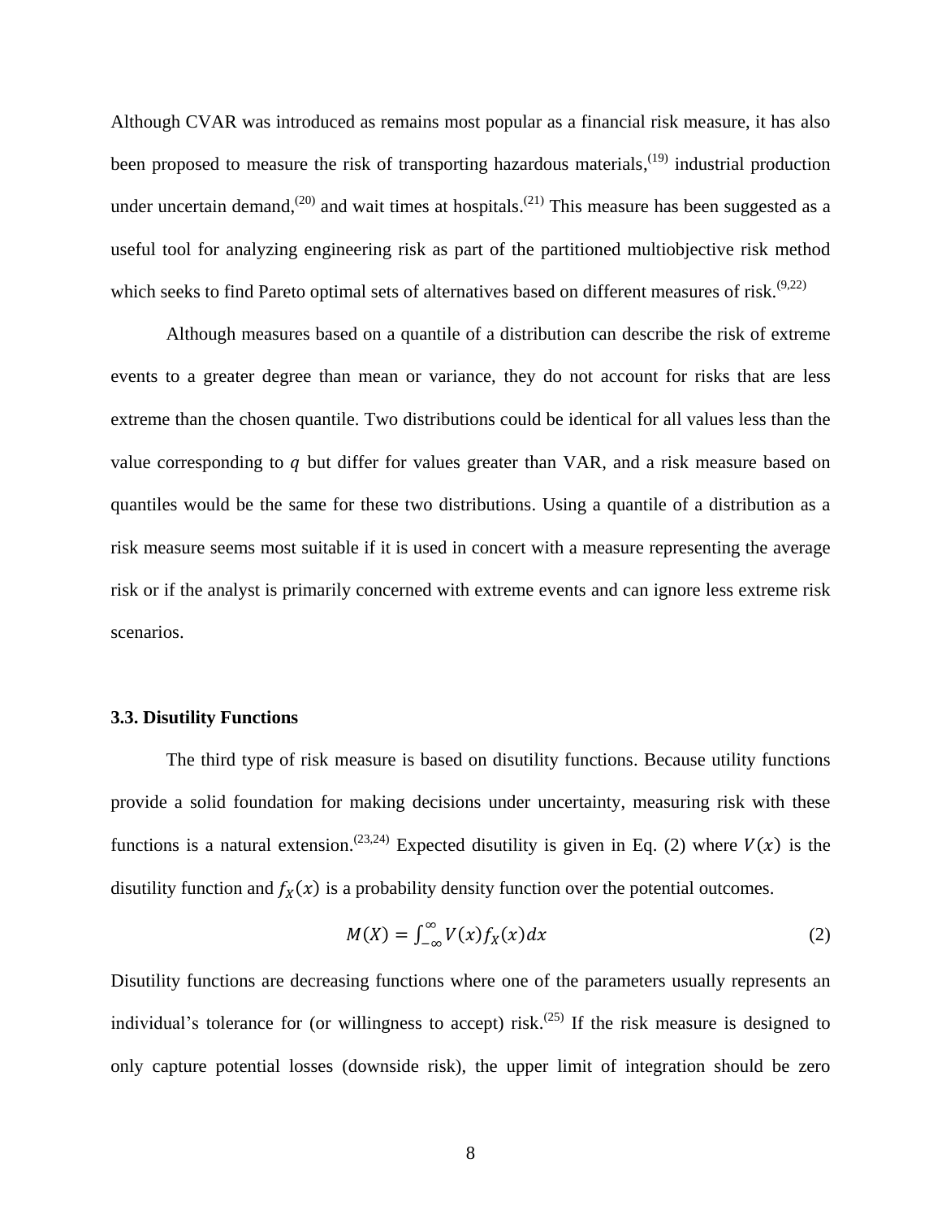Although CVAR was introduced as remains most popular as a financial risk measure, it has also been proposed to measure the risk of transporting hazardous materials,[19] industrial production under uncertain demand,[20] and wait times at hospitals.[21] This measure has been suggested as a useful tool for analyzing engineering risk as part of the partitioned multiobjective risk method which seeks to find Pareto optimal sets of alternatives based on different measures of risk.[9,22]

Although measures based on a quantile of a distribution can describe the risk of extreme events to a greater degree than mean or variance, they do not account for risks that are less extreme than the chosen quantile. Two distributions could be identical for all values less than the value corresponding to $q$ but differ for values greater than VAR, and a risk measure based on quantiles would be the same for these two distributions. Using a quantile of a distribution as a risk measure seems most suitable if it is used in concert with a measure representing the average risk or if the analyst is primarily concerned with extreme events and can ignore less extreme risk scenarios.

### 3.3. Disutility Functions

The third type of risk measure is based on disutility functions. Because utility functions provide a solid foundation for making decisions under uncertainty, measuring risk with these functions is a natural extension.[23,24] Expected disutility is given in Eq. (2) where $V(x)$ is the disutility function and $f_X(x)$ is a probability density function over the potential outcomes.

$$M(X) = \int_{-\infty}^{\infty} V(x) f_X(x) dx \tag{2}$$

Disutility functions are decreasing functions where one of the parameters usually represents an individual's tolerance for (or willingness to accept) risk.[25] If the risk measure is designed to only capture potential losses (downside risk), the upper limit of integration should be zero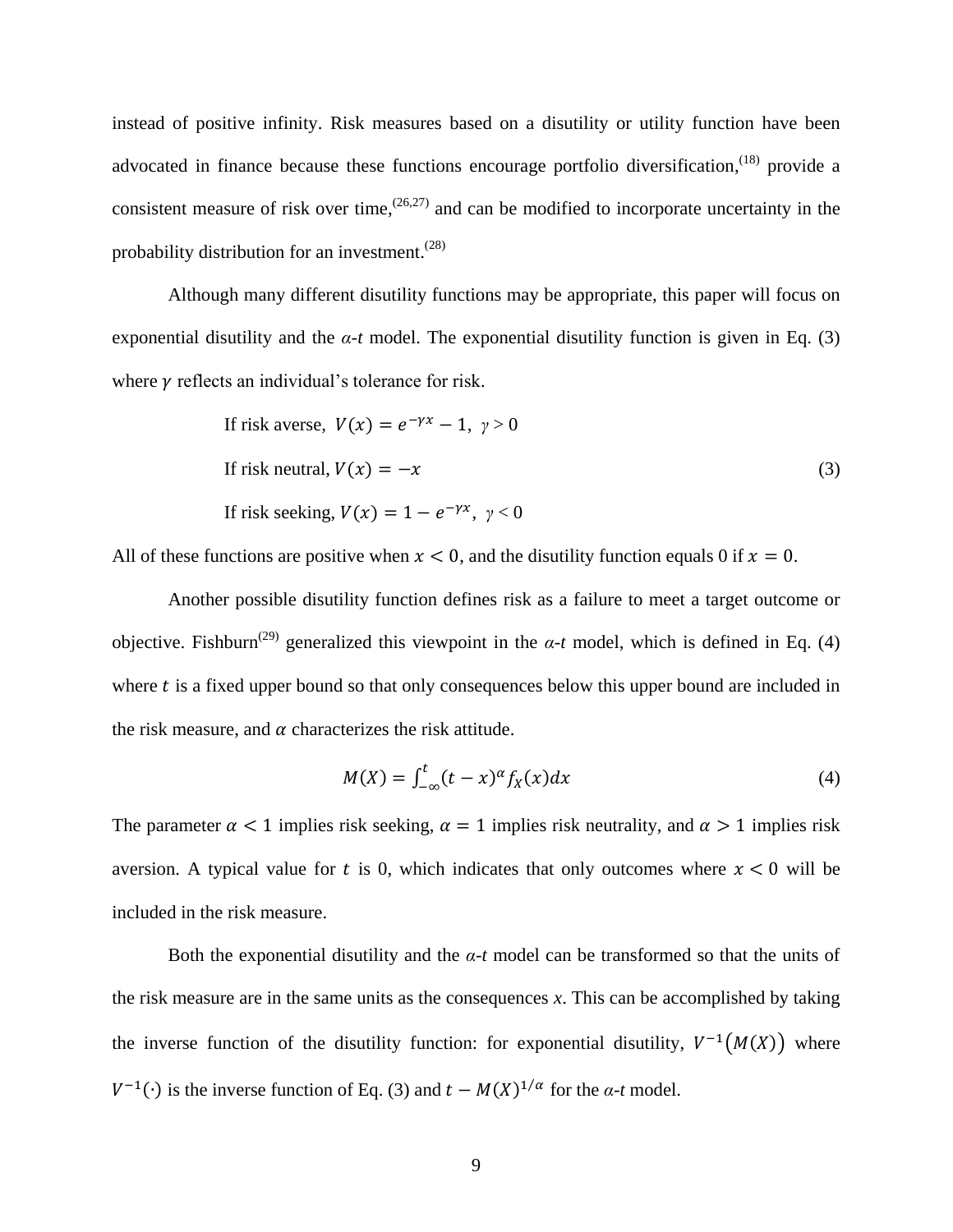instead of positive infinity. Risk measures based on a disutility or utility function have been advocated in finance because these functions encourage portfolio diversification,[18] provide a consistent measure of risk over time,[26,27] and can be modified to incorporate uncertainty in the probability distribution for an investment.[28]

Although many different disutility functions may be appropriate, this paper will focus on exponential disutility and the *α-t* model. The exponential disutility function is given in Eq. (3) where $\gamma$ reflects an individual's tolerance for risk.

$$
\begin{aligned}
&\text{If risk averse, } V(x) = e^{-\gamma x} - 1,\ \gamma > 0 \\
&\text{If risk neutral, } V(x) = -x \\
&\text{If risk seeking, } V(x) = 1 - e^{-\gamma x},\ \gamma < 0
\end{aligned}
\tag{3}
$$

All of these functions are positive when $x < 0$, and the disutility function equals 0 if $x = 0$.

Another possible disutility function defines risk as a failure to meet a target outcome or objective. Fishburn[29] generalized this viewpoint in the *α-t* model, which is defined in Eq. (4) where $t$ is a fixed upper bound so that only consequences below this upper bound are included in the risk measure, and $\alpha$ characterizes the risk attitude.

$$
M(X) = \int_{-\infty}^{t} (t - x)^{\alpha} f_X(x) dx \tag{4}
$$

The parameter $\alpha < 1$ implies risk seeking, $\alpha = 1$ implies risk neutrality, and $\alpha > 1$ implies risk aversion. A typical value for $t$ is 0, which indicates that only outcomes where $x < 0$ will be included in the risk measure.

Both the exponential disutility and the *α-t* model can be transformed so that the units of the risk measure are in the same units as the consequences *x*. This can be accomplished by taking the inverse function of the disutility function: for exponential disutility, $V^{-1}(M(X))$ where $V^{-1}(\cdot)$ is the inverse function of Eq. (3) and $t - M(X)^{1/\alpha}$ for the *α-t* model.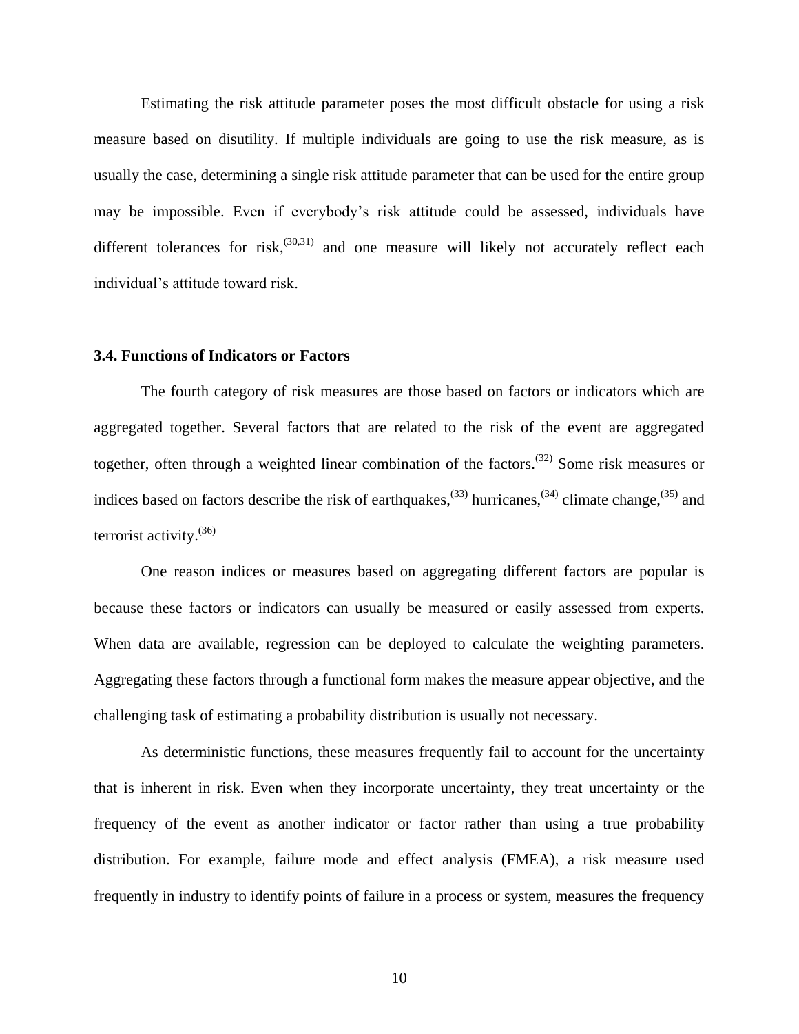Estimating the risk attitude parameter poses the most difficult obstacle for using a risk measure based on disutility. If multiple individuals are going to use the risk measure, as is usually the case, determining a single risk attitude parameter that can be used for the entire group may be impossible. Even if everybody's risk attitude could be assessed, individuals have different tolerances for risk,[30,31] and one measure will likely not accurately reflect each individual's attitude toward risk.

### 3.4. Functions of Indicators or Factors

The fourth category of risk measures are those based on factors or indicators which are aggregated together. Several factors that are related to the risk of the event are aggregated together, often through a weighted linear combination of the factors.[32] Some risk measures or indices based on factors describe the risk of earthquakes,[33] hurricanes,[34] climate change,[35] and terrorist activity.[36]

One reason indices or measures based on aggregating different factors are popular is because these factors or indicators can usually be measured or easily assessed from experts. When data are available, regression can be deployed to calculate the weighting parameters. Aggregating these factors through a functional form makes the measure appear objective, and the challenging task of estimating a probability distribution is usually not necessary.

As deterministic functions, these measures frequently fail to account for the uncertainty that is inherent in risk. Even when they incorporate uncertainty, they treat uncertainty or the frequency of the event as another indicator or factor rather than using a true probability distribution. For example, failure mode and effect analysis (FMEA), a risk measure used frequently in industry to identify points of failure in a process or system, measures the frequency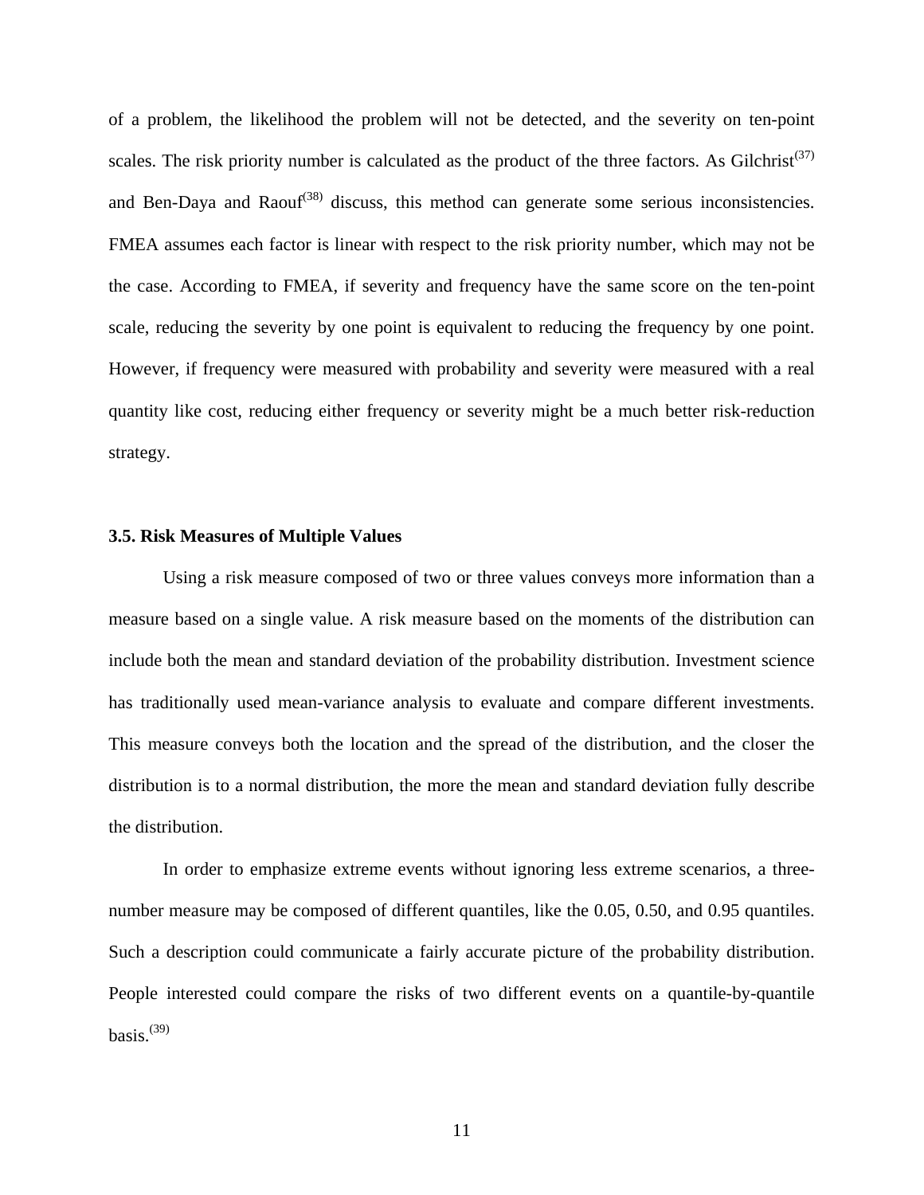of a problem, the likelihood the problem will not be detected, and the severity on ten-point scales. The risk priority number is calculated as the product of the three factors. As Gilchrist[37] and Ben-Daya and Raouf[38] discuss, this method can generate some serious inconsistencies. FMEA assumes each factor is linear with respect to the risk priority number, which may not be the case. According to FMEA, if severity and frequency have the same score on the ten-point scale, reducing the severity by one point is equivalent to reducing the frequency by one point. However, if frequency were measured with probability and severity were measured with a real quantity like cost, reducing either frequency or severity might be a much better risk-reduction strategy.

### 3.5. Risk Measures of Multiple Values

Using a risk measure composed of two or three values conveys more information than a measure based on a single value. A risk measure based on the moments of the distribution can include both the mean and standard deviation of the probability distribution. Investment science has traditionally used mean-variance analysis to evaluate and compare different investments. This measure conveys both the location and the spread of the distribution, and the closer the distribution is to a normal distribution, the more the mean and standard deviation fully describe the distribution.

In order to emphasize extreme events without ignoring less extreme scenarios, a three-number measure may be composed of different quantiles, like the 0.05, 0.50, and 0.95 quantiles. Such a description could communicate a fairly accurate picture of the probability distribution. People interested could compare the risks of two different events on a quantile-by-quantile basis.[39]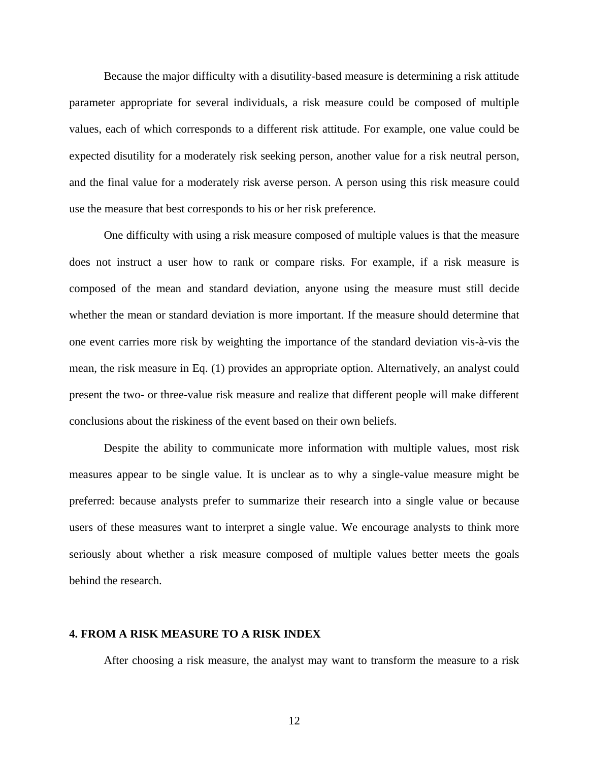Because the major difficulty with a disutility-based measure is determining a risk attitude parameter appropriate for several individuals, a risk measure could be composed of multiple values, each of which corresponds to a different risk attitude. For example, one value could be expected disutility for a moderately risk seeking person, another value for a risk neutral person, and the final value for a moderately risk averse person. A person using this risk measure could use the measure that best corresponds to his or her risk preference.

One difficulty with using a risk measure composed of multiple values is that the measure does not instruct a user how to rank or compare risks. For example, if a risk measure is composed of the mean and standard deviation, anyone using the measure must still decide whether the mean or standard deviation is more important. If the measure should determine that one event carries more risk by weighting the importance of the standard deviation vis-à-vis the mean, the risk measure in Eq. (1) provides an appropriate option. Alternatively, an analyst could present the two- or three-value risk measure and realize that different people will make different conclusions about the riskiness of the event based on their own beliefs.

Despite the ability to communicate more information with multiple values, most risk measures appear to be single value. It is unclear as to why a single-value measure might be preferred: because analysts prefer to summarize their research into a single value or because users of these measures want to interpret a single value. We encourage analysts to think more seriously about whether a risk measure composed of multiple values better meets the goals behind the research.

## 4. FROM A RISK MEASURE TO A RISK INDEX

After choosing a risk measure, the analyst may want to transform the measure to a risk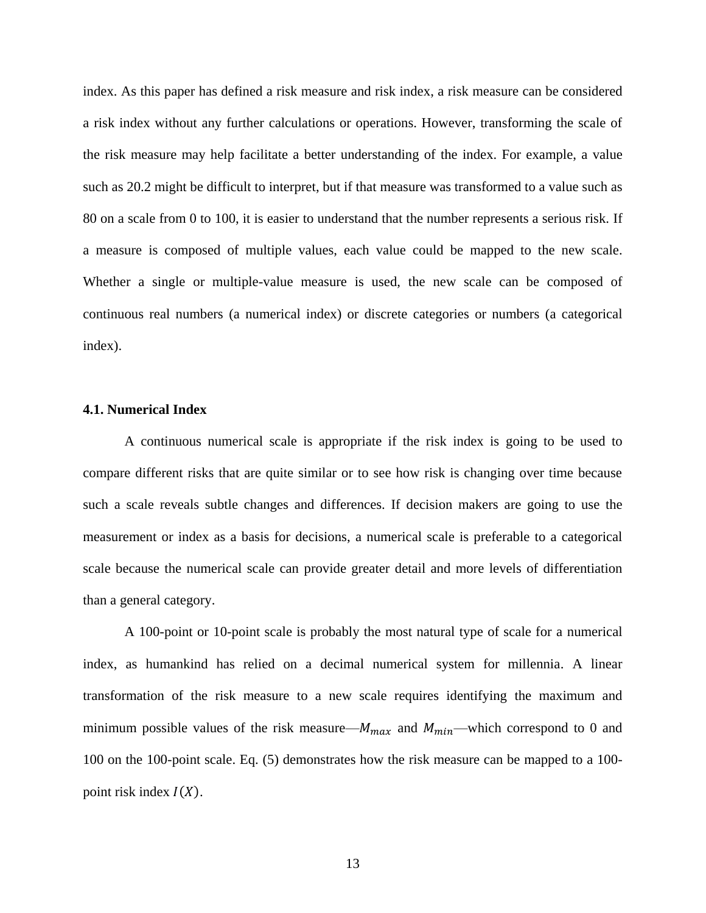index. As this paper has defined a risk measure and risk index, a risk measure can be considered a risk index without any further calculations or operations. However, transforming the scale of the risk measure may help facilitate a better understanding of the index. For example, a value such as 20.2 might be difficult to interpret, but if that measure was transformed to a value such as 80 on a scale from 0 to 100, it is easier to understand that the number represents a serious risk. If a measure is composed of multiple values, each value could be mapped to the new scale. Whether a single or multiple-value measure is used, the new scale can be composed of continuous real numbers (a numerical index) or discrete categories or numbers (a categorical index).

### 4.1. Numerical Index

A continuous numerical scale is appropriate if the risk index is going to be used to compare different risks that are quite similar or to see how risk is changing over time because such a scale reveals subtle changes and differences. If decision makers are going to use the measurement or index as a basis for decisions, a numerical scale is preferable to a categorical scale because the numerical scale can provide greater detail and more levels of differentiation than a general category.

A 100-point or 10-point scale is probably the most natural type of scale for a numerical index, as humankind has relied on a decimal numerical system for millennia. A linear transformation of the risk measure to a new scale requires identifying the maximum and minimum possible values of the risk measure—$M_{max}$ and $M_{min}$—which correspond to 0 and 100 on the 100-point scale. Eq. (5) demonstrates how the risk measure can be mapped to a 100-point risk index $I(X)$.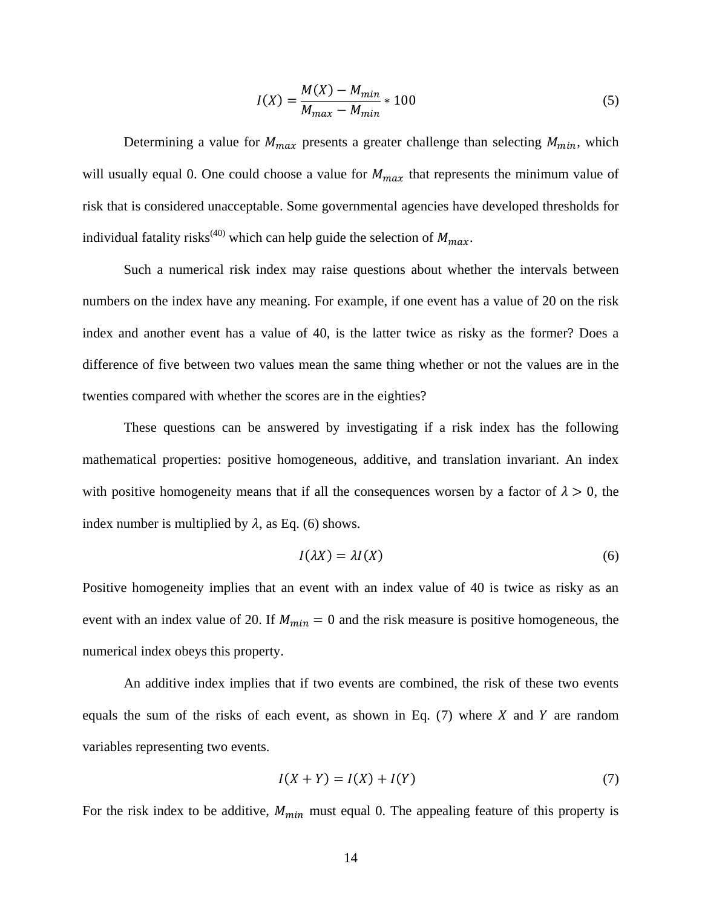$$I(X) = \frac{M(X) - M_{min}}{M_{max} - M_{min}} * 100 \tag{5}$$

Determining a value for $M_{max}$ presents a greater challenge than selecting $M_{min}$, which will usually equal 0. One could choose a value for $M_{max}$ that represents the minimum value of risk that is considered unacceptable. Some governmental agencies have developed thresholds for individual fatality risks[40] which can help guide the selection of $M_{max}$.

Such a numerical risk index may raise questions about whether the intervals between numbers on the index have any meaning. For example, if one event has a value of 20 on the risk index and another event has a value of 40, is the latter twice as risky as the former? Does a difference of five between two values mean the same thing whether or not the values are in the twenties compared with whether the scores are in the eighties?

These questions can be answered by investigating if a risk index has the following mathematical properties: positive homogeneous, additive, and translation invariant. An index with positive homogeneity means that if all the consequences worsen by a factor of $\lambda > 0$, the index number is multiplied by $\lambda$, as Eq. (6) shows.

$$I(\lambda X) = \lambda I(X) \tag{6}$$

Positive homogeneity implies that an event with an index value of 40 is twice as risky as an event with an index value of 20. If $M_{min} = 0$ and the risk measure is positive homogeneous, the numerical index obeys this property.

An additive index implies that if two events are combined, the risk of these two events equals the sum of the risks of each event, as shown in Eq. (7) where $X$ and $Y$ are random variables representing two events.

$$I(X + Y) = I(X) + I(Y) \tag{7}$$

For the risk index to be additive, $M_{min}$ must equal 0. The appealing feature of this property is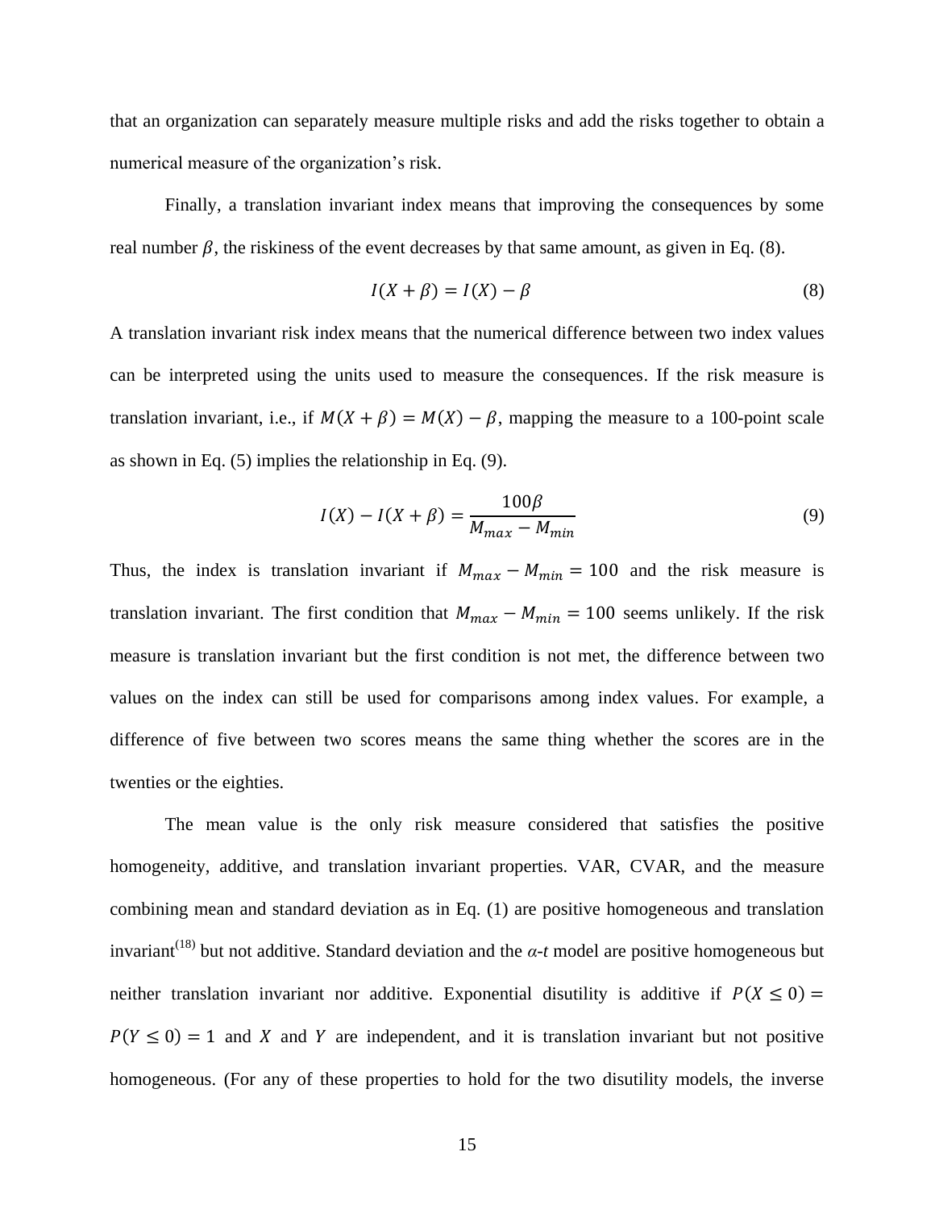that an organization can separately measure multiple risks and add the risks together to obtain a numerical measure of the organization's risk.

Finally, a translation invariant index means that improving the consequences by some real number $\beta$, the riskiness of the event decreases by that same amount, as given in Eq. (8).

$$I(X + \beta) = I(X) - \beta \tag{8}$$

A translation invariant risk index means that the numerical difference between two index values can be interpreted using the units used to measure the consequences. If the risk measure is translation invariant, i.e., if $M(X + \beta) = M(X) - \beta$, mapping the measure to a 100-point scale as shown in Eq. (5) implies the relationship in Eq. (9).

$$I(X) - I(X + \beta) = \frac{100\beta}{M_{max} - M_{min}} \tag{9}$$

Thus, the index is translation invariant if $M_{max} - M_{min} = 100$ and the risk measure is translation invariant. The first condition that $M_{max} - M_{min} = 100$ seems unlikely. If the risk measure is translation invariant but the first condition is not met, the difference between two values on the index can still be used for comparisons among index values. For example, a difference of five between two scores means the same thing whether the scores are in the twenties or the eighties.

The mean value is the only risk measure considered that satisfies the positive homogeneity, additive, and translation invariant properties. VAR, CVAR, and the measure combining mean and standard deviation as in Eq. (1) are positive homogeneous and translation invariant[18] but not additive. Standard deviation and the *α-t* model are positive homogeneous but neither translation invariant nor additive. Exponential disutility is additive if $P(X \leq 0) = P(Y \leq 0) = 1$ and $X$ and $Y$ are independent, and it is translation invariant but not positive homogeneous. (For any of these properties to hold for the two disutility models, the inverse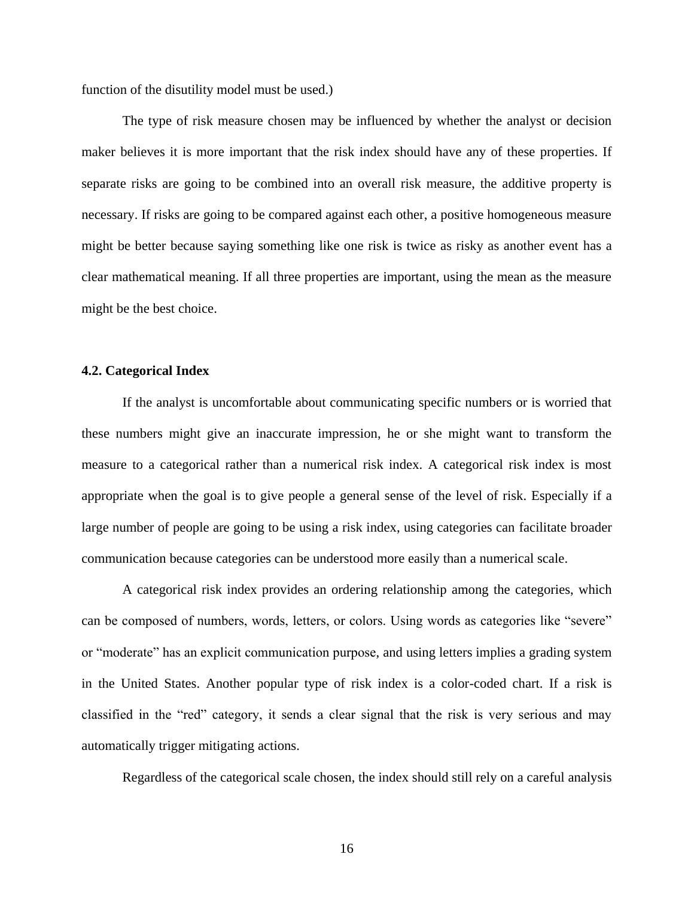function of the disutility model must be used.)

The type of risk measure chosen may be influenced by whether the analyst or decision maker believes it is more important that the risk index should have any of these properties. If separate risks are going to be combined into an overall risk measure, the additive property is necessary. If risks are going to be compared against each other, a positive homogeneous measure might be better because saying something like one risk is twice as risky as another event has a clear mathematical meaning. If all three properties are important, using the mean as the measure might be the best choice.

### 4.2. Categorical Index

If the analyst is uncomfortable about communicating specific numbers or is worried that these numbers might give an inaccurate impression, he or she might want to transform the measure to a categorical rather than a numerical risk index. A categorical risk index is most appropriate when the goal is to give people a general sense of the level of risk. Especially if a large number of people are going to be using a risk index, using categories can facilitate broader communication because categories can be understood more easily than a numerical scale.

A categorical risk index provides an ordering relationship among the categories, which can be composed of numbers, words, letters, or colors. Using words as categories like "severe" or "moderate" has an explicit communication purpose, and using letters implies a grading system in the United States. Another popular type of risk index is a color-coded chart. If a risk is classified in the "red" category, it sends a clear signal that the risk is very serious and may automatically trigger mitigating actions.

Regardless of the categorical scale chosen, the index should still rely on a careful analysis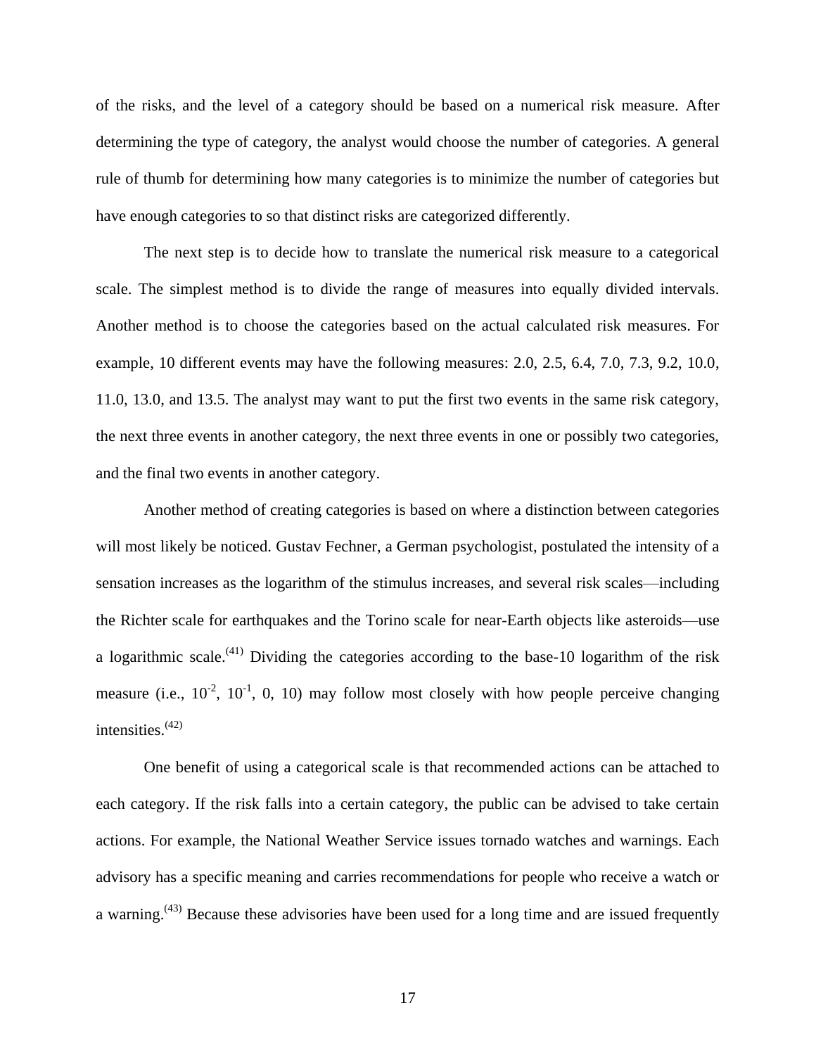of the risks, and the level of a category should be based on a numerical risk measure. After determining the type of category, the analyst would choose the number of categories. A general rule of thumb for determining how many categories is to minimize the number of categories but have enough categories to so that distinct risks are categorized differently.

The next step is to decide how to translate the numerical risk measure to a categorical scale. The simplest method is to divide the range of measures into equally divided intervals. Another method is to choose the categories based on the actual calculated risk measures. For example, 10 different events may have the following measures: 2.0, 2.5, 6.4, 7.0, 7.3, 9.2, 10.0, 11.0, 13.0, and 13.5. The analyst may want to put the first two events in the same risk category, the next three events in another category, the next three events in one or possibly two categories, and the final two events in another category.

Another method of creating categories is based on where a distinction between categories will most likely be noticed. Gustav Fechner, a German psychologist, postulated the intensity of a sensation increases as the logarithm of the stimulus increases, and several risk scales—including the Richter scale for earthquakes and the Torino scale for near-Earth objects like asteroids—use a logarithmic scale.(41) Dividing the categories according to the base-10 logarithm of the risk measure (i.e., $10^{-2}$, $10^{-1}$, 0, 10) may follow most closely with how people perceive changing intensities.(42)

One benefit of using a categorical scale is that recommended actions can be attached to each category. If the risk falls into a certain category, the public can be advised to take certain actions. For example, the National Weather Service issues tornado watches and warnings. Each advisory has a specific meaning and carries recommendations for people who receive a watch or a warning.(43) Because these advisories have been used for a long time and are issued frequently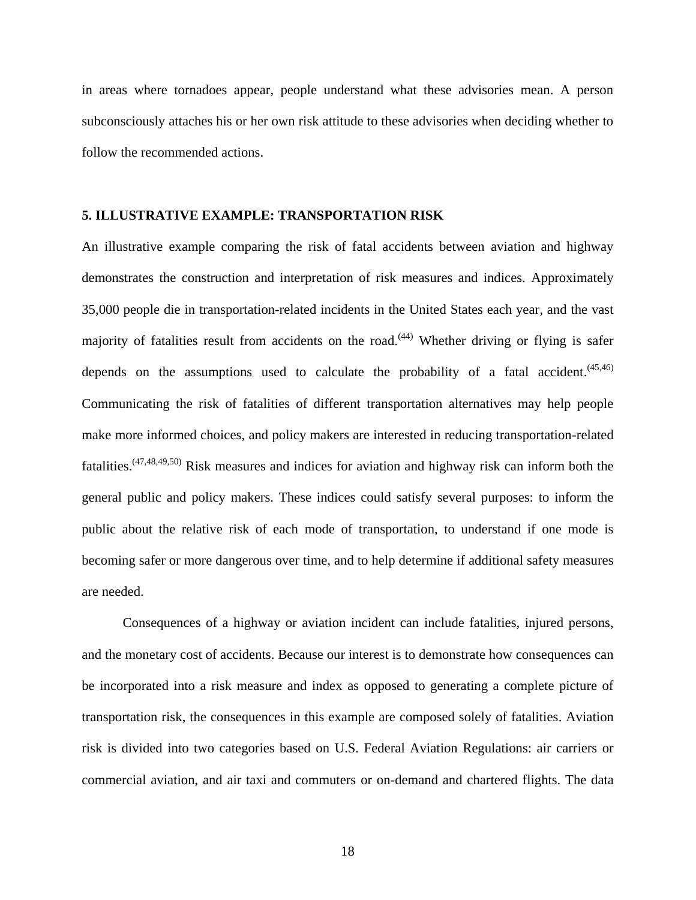in areas where tornadoes appear, people understand what these advisories mean. A person subconsciously attaches his or her own risk attitude to these advisories when deciding whether to follow the recommended actions.

## 5. ILLUSTRATIVE EXAMPLE: TRANSPORTATION RISK

An illustrative example comparing the risk of fatal accidents between aviation and highway demonstrates the construction and interpretation of risk measures and indices. Approximately 35,000 people die in transportation-related incidents in the United States each year, and the vast majority of fatalities result from accidents on the road.[44] Whether driving or flying is safer depends on the assumptions used to calculate the probability of a fatal accident.[45,46] Communicating the risk of fatalities of different transportation alternatives may help people make more informed choices, and policy makers are interested in reducing transportation-related fatalities.[47,48,49,50] Risk measures and indices for aviation and highway risk can inform both the general public and policy makers. These indices could satisfy several purposes: to inform the public about the relative risk of each mode of transportation, to understand if one mode is becoming safer or more dangerous over time, and to help determine if additional safety measures are needed.

Consequences of a highway or aviation incident can include fatalities, injured persons, and the monetary cost of accidents. Because our interest is to demonstrate how consequences can be incorporated into a risk measure and index as opposed to generating a complete picture of transportation risk, the consequences in this example are composed solely of fatalities. Aviation risk is divided into two categories based on U.S. Federal Aviation Regulations: air carriers or commercial aviation, and air taxi and commuters or on-demand and chartered flights. The data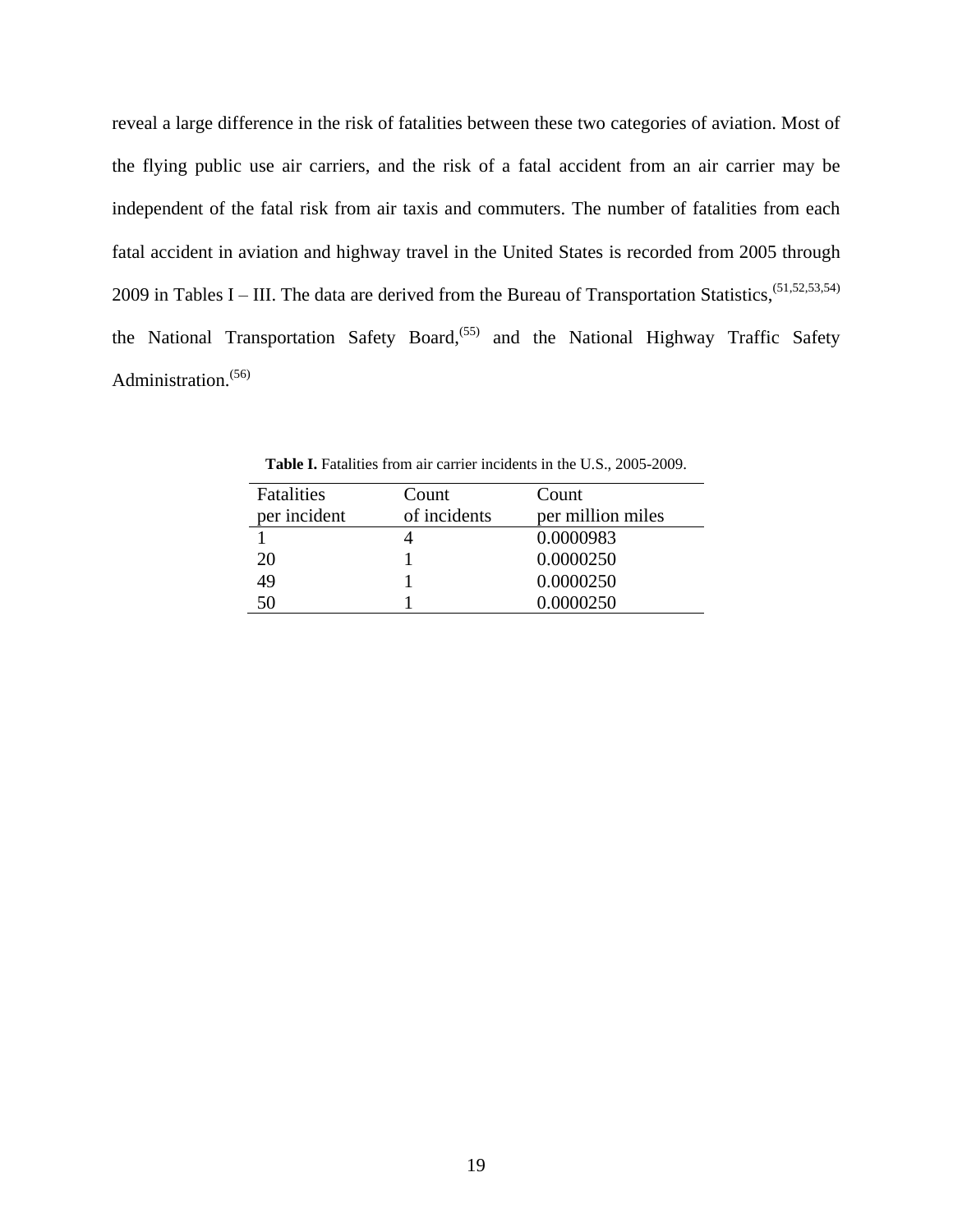reveal a large difference in the risk of fatalities between these two categories of aviation. Most of the flying public use air carriers, and the risk of a fatal accident from an air carrier may be independent of the fatal risk from air taxis and commuters. The number of fatalities from each fatal accident in aviation and highway travel in the United States is recorded from 2005 through 2009 in Tables I – III. The data are derived from the Bureau of Transportation Statistics,[51,52,53,54] the National Transportation Safety Board,[55] and the National Highway Traffic Safety Administration.[56]

**Table I.** Fatalities from air carrier incidents in the U.S., 2005-2009.

| Fatalities per incident | Count of incidents | Count per million miles |
|---|---|---|
| 1 | 4 | 0.0000983 |
| 20 | 1 | 0.0000250 |
| 49 | 1 | 0.0000250 |
| 50 | 1 | 0.0000250 |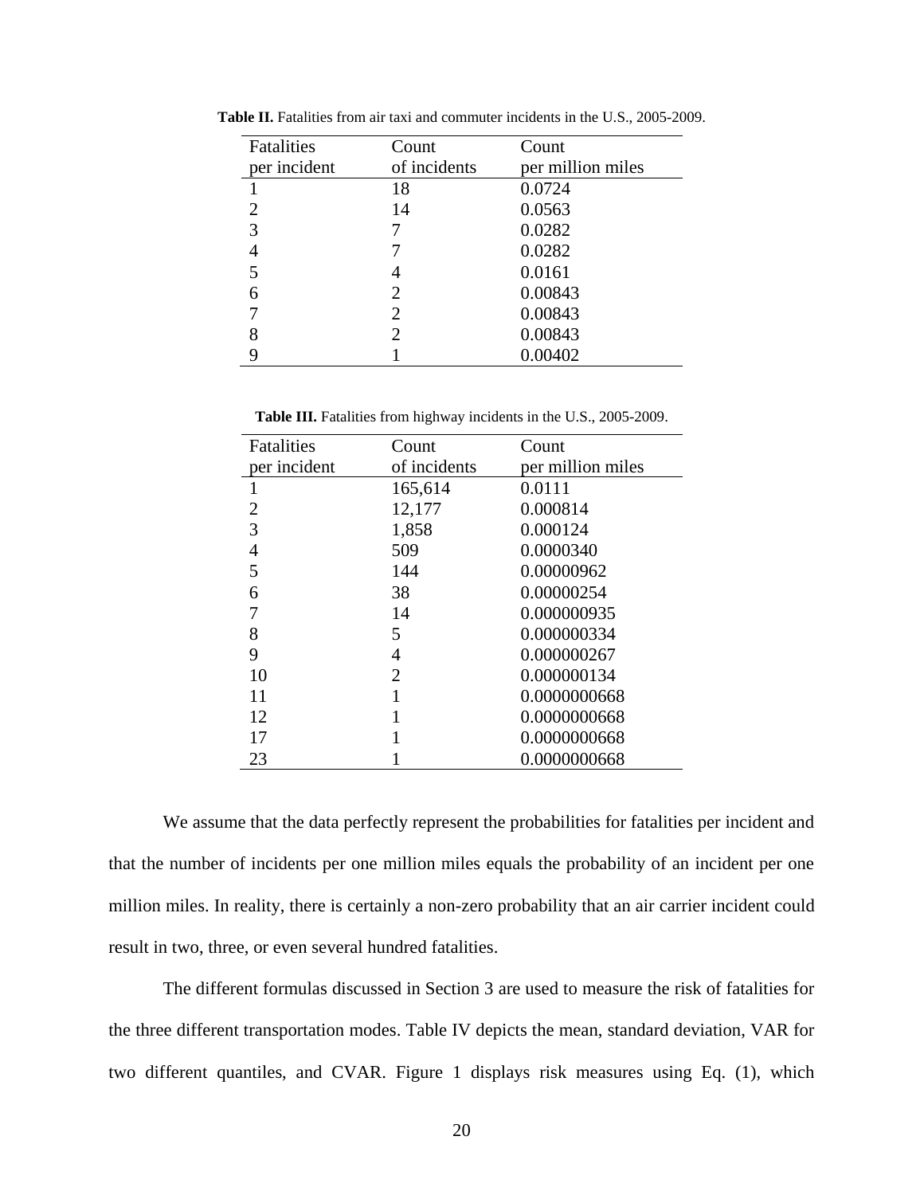**Table II.** Fatalities from air taxi and commuter incidents in the U.S., 2005-2009.

| Fatalities per incident | Count of incidents | Count per million miles |
|---|---|---|
| 1 | 18 | 0.0724 |
| 2 | 14 | 0.0563 |
| 3 | 7 | 0.0282 |
| 4 | 7 | 0.0282 |
| 5 | 4 | 0.0161 |
| 6 | 2 | 0.00843 |
| 7 | 2 | 0.00843 |
| 8 | 2 | 0.00843 |
| 9 | 1 | 0.00402 |

**Table III.** Fatalities from highway incidents in the U.S., 2005-2009.

| Fatalities per incident | Count of incidents | Count per million miles |
|---|---|---|
| 1 | 165,614 | 0.0111 |
| 2 | 12,177 | 0.000814 |
| 3 | 1,858 | 0.000124 |
| 4 | 509 | 0.0000340 |
| 5 | 144 | 0.00000962 |
| 6 | 38 | 0.00000254 |
| 7 | 14 | 0.000000935 |
| 8 | 5 | 0.000000334 |
| 9 | 4 | 0.000000267 |
| 10 | 2 | 0.000000134 |
| 11 | 1 | 0.0000000668 |
| 12 | 1 | 0.0000000668 |
| 17 | 1 | 0.0000000668 |
| 23 | 1 | 0.0000000668 |

We assume that the data perfectly represent the probabilities for fatalities per incident and that the number of incidents per one million miles equals the probability of an incident per one million miles. In reality, there is certainly a non-zero probability that an air carrier incident could result in two, three, or even several hundred fatalities.

The different formulas discussed in Section 3 are used to measure the risk of fatalities for the three different transportation modes. Table IV depicts the mean, standard deviation, VAR for two different quantiles, and CVAR. Figure 1 displays risk measures using Eq. (1), which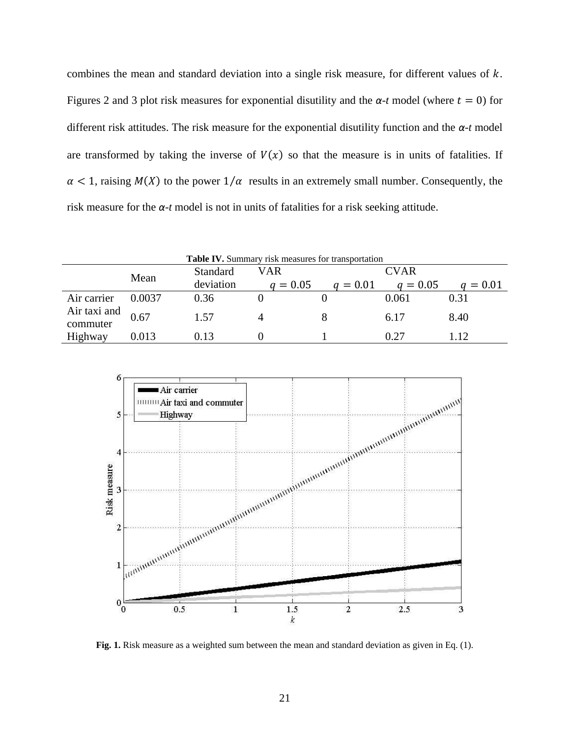combines the mean and standard deviation into a single risk measure, for different values of $k$. Figures 2 and 3 plot risk measures for exponential disutility and the $\alpha$-$t$ model (where $t = 0$) for different risk attitudes. The risk measure for the exponential disutility function and the $\alpha$-$t$ model are transformed by taking the inverse of $V(x)$ so that the measure is in units of fatalities. If $\alpha < 1$, raising $M(X)$ to the power $1/\alpha$ results in an extremely small number. Consequently, the risk measure for the $\alpha$-$t$ model is not in units of fatalities for a risk seeking attitude.

**Table IV.** Summary risk measures for transportation

| | Mean | Standard deviation | VAR | | CVAR | |
|---|---|---|---|---|---|---|
| | | | $q = 0.05$ | $q = 0.01$ | $q = 0.05$ | $q = 0.01$ |
| Air carrier | 0.0037 | 0.36 | 0 | 0 | 0.061 | 0.31 |
| Air taxi and commuter | 0.67 | 1.57 | 4 | 8 | 6.17 | 8.40 |
| Highway | 0.013 | 0.13 | 0 | 1 | 0.27 | 1.12 |

**Fig. 1.** Risk measure as a weighted sum between the mean and standard deviation as given in Eq. (1).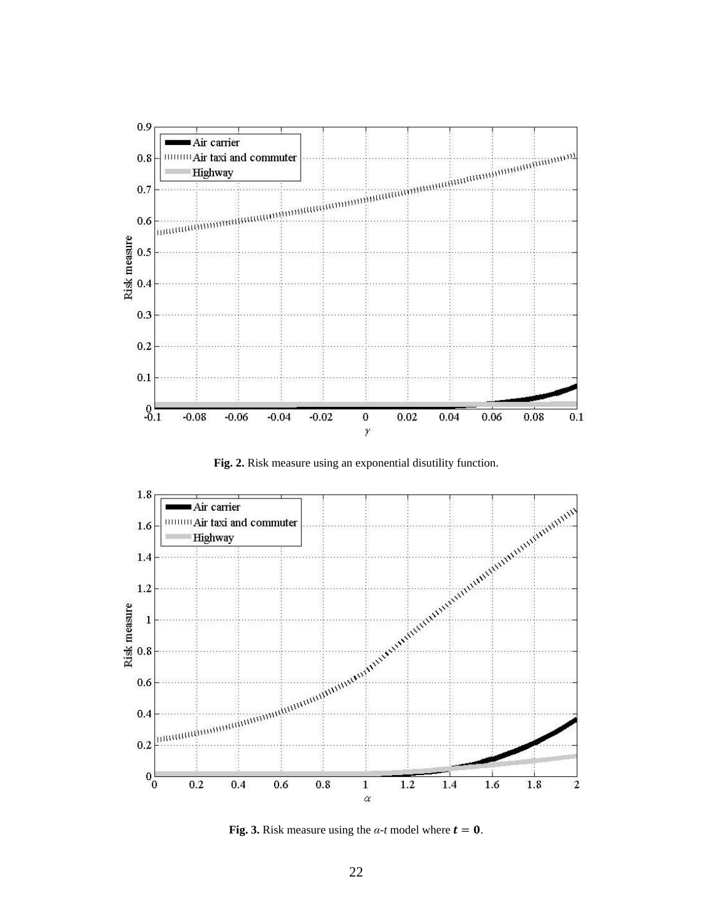**Fig. 2.** Risk measure using an exponential disutility function.

**Fig. 3.** Risk measure using the $\alpha$-$t$ model where $\boldsymbol{t} = \mathbf{0}$.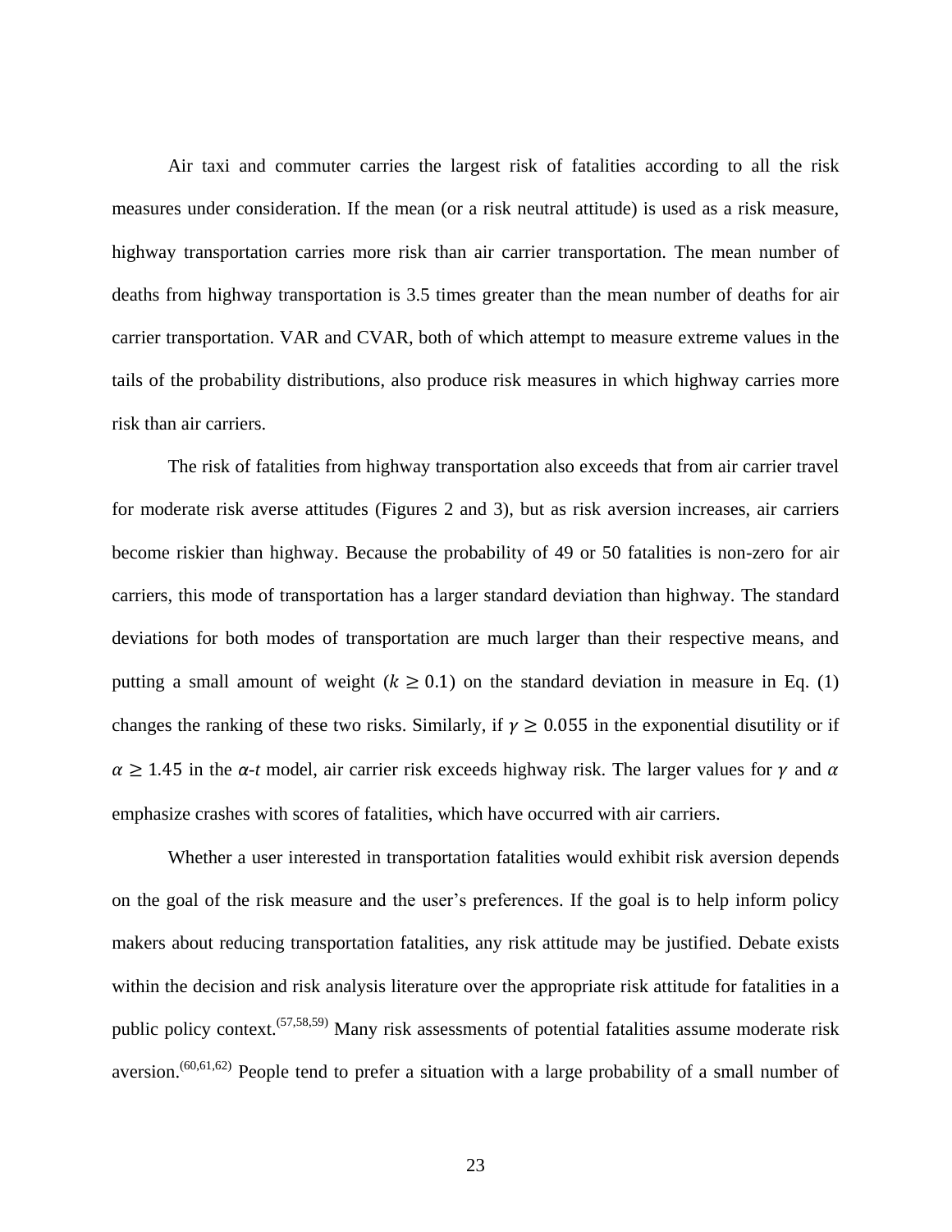Air taxi and commuter carries the largest risk of fatalities according to all the risk measures under consideration. If the mean (or a risk neutral attitude) is used as a risk measure, highway transportation carries more risk than air carrier transportation. The mean number of deaths from highway transportation is 3.5 times greater than the mean number of deaths for air carrier transportation. VAR and CVAR, both of which attempt to measure extreme values in the tails of the probability distributions, also produce risk measures in which highway carries more risk than air carriers.

The risk of fatalities from highway transportation also exceeds that from air carrier travel for moderate risk averse attitudes (Figures 2 and 3), but as risk aversion increases, air carriers become riskier than highway. Because the probability of 49 or 50 fatalities is non-zero for air carriers, this mode of transportation has a larger standard deviation than highway. The standard deviations for both modes of transportation are much larger than their respective means, and putting a small amount of weight ($k \geq 0.1$) on the standard deviation in measure in Eq. (1) changes the ranking of these two risks. Similarly, if $\gamma \geq 0.055$ in the exponential disutility or if $\alpha \geq 1.45$ in the $\alpha$-$t$ model, air carrier risk exceeds highway risk. The larger values for $\gamma$ and $\alpha$ emphasize crashes with scores of fatalities, which have occurred with air carriers.

Whether a user interested in transportation fatalities would exhibit risk aversion depends on the goal of the risk measure and the user's preferences. If the goal is to help inform policy makers about reducing transportation fatalities, any risk attitude may be justified. Debate exists within the decision and risk analysis literature over the appropriate risk attitude for fatalities in a public policy context.[(57,58,59)] Many risk assessments of potential fatalities assume moderate risk aversion.[(60,61,62)] People tend to prefer a situation with a large probability of a small number of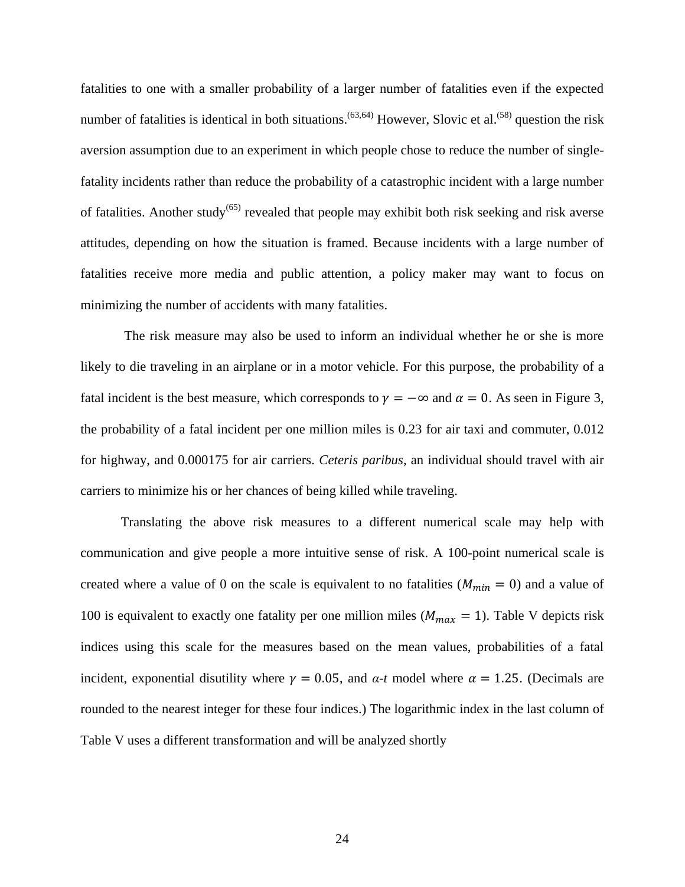fatalities to one with a smaller probability of a larger number of fatalities even if the expected number of fatalities is identical in both situations.[63,64] However, Slovic et al.[58] question the risk aversion assumption due to an experiment in which people chose to reduce the number of single-fatality incidents rather than reduce the probability of a catastrophic incident with a large number of fatalities. Another study[65] revealed that people may exhibit both risk seeking and risk averse attitudes, depending on how the situation is framed. Because incidents with a large number of fatalities receive more media and public attention, a policy maker may want to focus on minimizing the number of accidents with many fatalities.

The risk measure may also be used to inform an individual whether he or she is more likely to die traveling in an airplane or in a motor vehicle. For this purpose, the probability of a fatal incident is the best measure, which corresponds to $\gamma = -\infty$ and $\alpha = 0$. As seen in Figure 3, the probability of a fatal incident per one million miles is 0.23 for air taxi and commuter, 0.012 for highway, and 0.000175 for air carriers. *Ceteris paribus*, an individual should travel with air carriers to minimize his or her chances of being killed while traveling.

Translating the above risk measures to a different numerical scale may help with communication and give people a more intuitive sense of risk. A 100-point numerical scale is created where a value of 0 on the scale is equivalent to no fatalities ($M_{min} = 0$) and a value of 100 is equivalent to exactly one fatality per one million miles ($M_{max} = 1$). Table V depicts risk indices using this scale for the measures based on the mean values, probabilities of a fatal incident, exponential disutility where $\gamma = 0.05$, and *α-t* model where $\alpha = 1.25$. (Decimals are rounded to the nearest integer for these four indices.) The logarithmic index in the last column of Table V uses a different transformation and will be analyzed shortly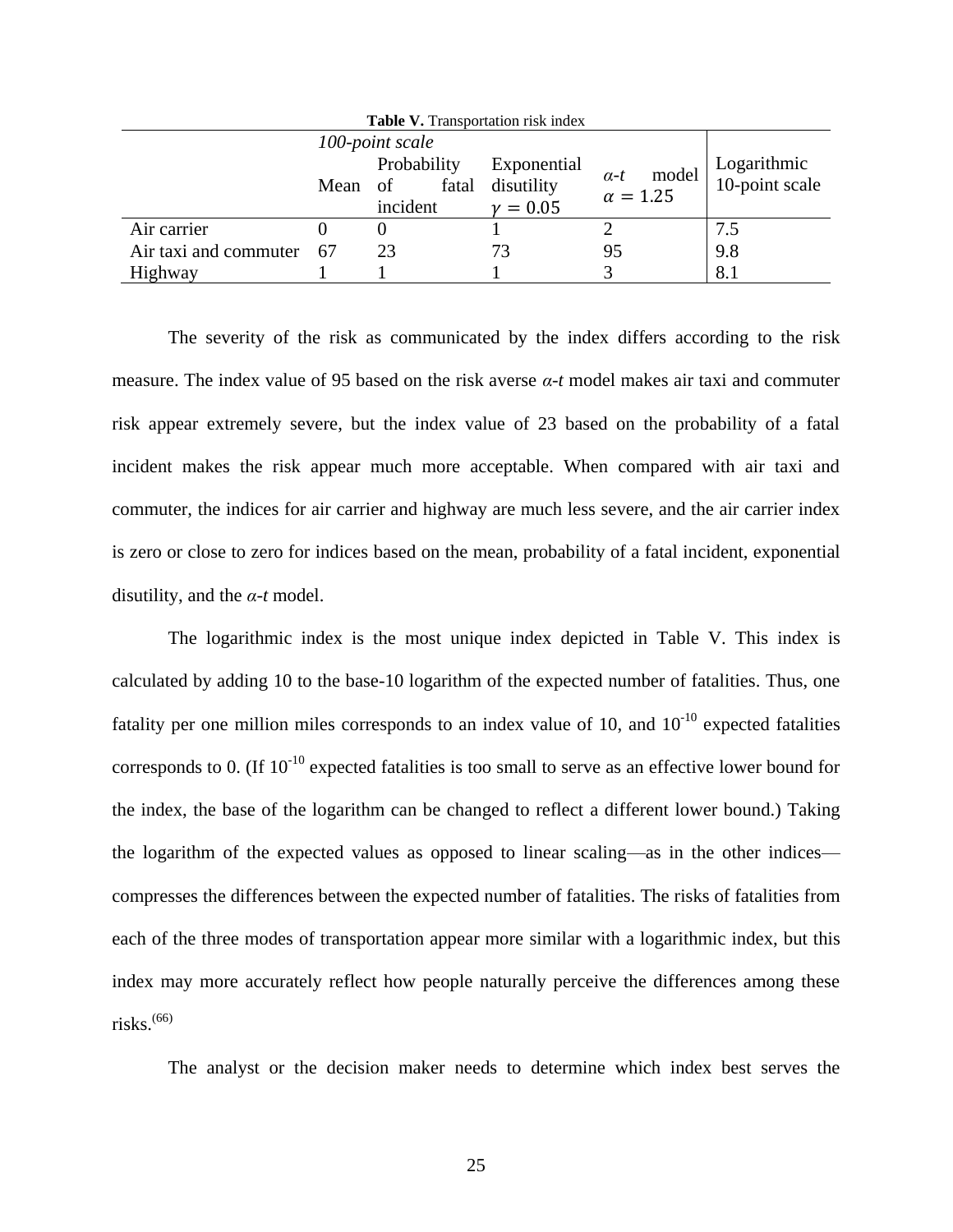**Table V.** Transportation risk index

| | *100-point scale* | | | | |
|---|---|---|---|---|---|
| | Mean | Probability of fatal incident | Exponential disutility $\gamma = 0.05$ | *α-t* model $\alpha = 1.25$ | Logarithmic 10-point scale |
| Air carrier | 0 | 0 | 1 | 2 | 7.5 |
| Air taxi and commuter | 67 | 23 | 73 | 95 | 9.8 |
| Highway | 1 | 1 | 1 | 3 | 8.1 |

The severity of the risk as communicated by the index differs according to the risk measure. The index value of 95 based on the risk averse *α-t* model makes air taxi and commuter risk appear extremely severe, but the index value of 23 based on the probability of a fatal incident makes the risk appear much more acceptable. When compared with air taxi and commuter, the indices for air carrier and highway are much less severe, and the air carrier index is zero or close to zero for indices based on the mean, probability of a fatal incident, exponential disutility, and the *α-t* model.

The logarithmic index is the most unique index depicted in Table V. This index is calculated by adding 10 to the base-10 logarithm of the expected number of fatalities. Thus, one fatality per one million miles corresponds to an index value of 10, and $10^{-10}$ expected fatalities corresponds to 0. (If $10^{-10}$ expected fatalities is too small to serve as an effective lower bound for the index, the base of the logarithm can be changed to reflect a different lower bound.) Taking the logarithm of the expected values as opposed to linear scaling—as in the other indices—compresses the differences between the expected number of fatalities. The risks of fatalities from each of the three modes of transportation appear more similar with a logarithmic index, but this index may more accurately reflect how people naturally perceive the differences among these risks.(66)

The analyst or the decision maker needs to determine which index best serves the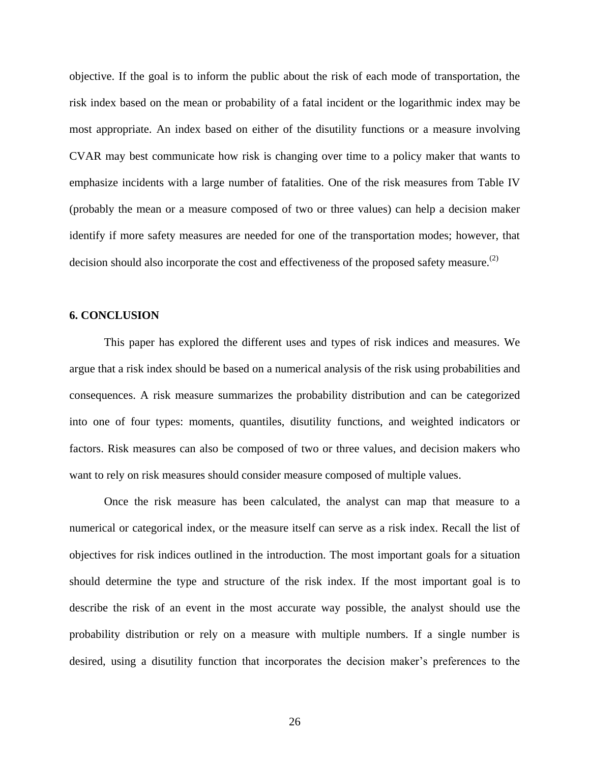objective. If the goal is to inform the public about the risk of each mode of transportation, the risk index based on the mean or probability of a fatal incident or the logarithmic index may be most appropriate. An index based on either of the disutility functions or a measure involving CVAR may best communicate how risk is changing over time to a policy maker that wants to emphasize incidents with a large number of fatalities. One of the risk measures from Table IV (probably the mean or a measure composed of two or three values) can help a decision maker identify if more safety measures are needed for one of the transportation modes; however, that decision should also incorporate the cost and effectiveness of the proposed safety measure.[2]

## 6. CONCLUSION

This paper has explored the different uses and types of risk indices and measures. We argue that a risk index should be based on a numerical analysis of the risk using probabilities and consequences. A risk measure summarizes the probability distribution and can be categorized into one of four types: moments, quantiles, disutility functions, and weighted indicators or factors. Risk measures can also be composed of two or three values, and decision makers who want to rely on risk measures should consider measure composed of multiple values.

Once the risk measure has been calculated, the analyst can map that measure to a numerical or categorical index, or the measure itself can serve as a risk index. Recall the list of objectives for risk indices outlined in the introduction. The most important goals for a situation should determine the type and structure of the risk index. If the most important goal is to describe the risk of an event in the most accurate way possible, the analyst should use the probability distribution or rely on a measure with multiple numbers. If a single number is desired, using a disutility function that incorporates the decision maker's preferences to the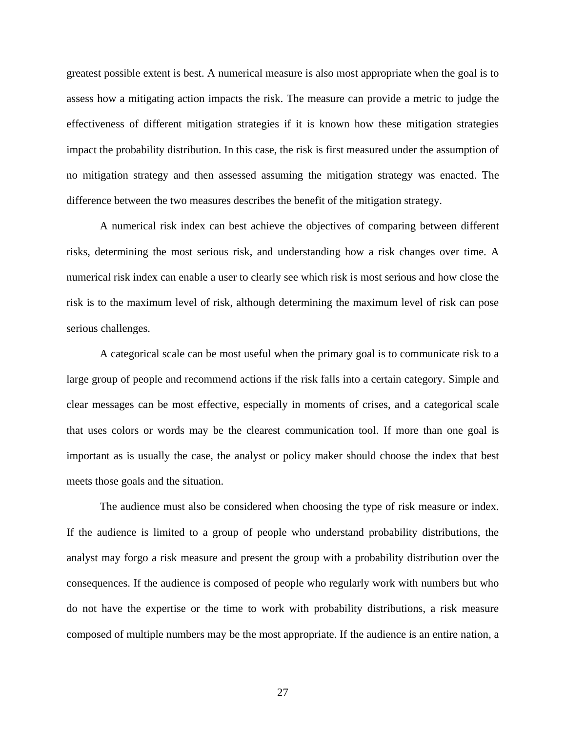greatest possible extent is best. A numerical measure is also most appropriate when the goal is to assess how a mitigating action impacts the risk. The measure can provide a metric to judge the effectiveness of different mitigation strategies if it is known how these mitigation strategies impact the probability distribution. In this case, the risk is first measured under the assumption of no mitigation strategy and then assessed assuming the mitigation strategy was enacted. The difference between the two measures describes the benefit of the mitigation strategy.

A numerical risk index can best achieve the objectives of comparing between different risks, determining the most serious risk, and understanding how a risk changes over time. A numerical risk index can enable a user to clearly see which risk is most serious and how close the risk is to the maximum level of risk, although determining the maximum level of risk can pose serious challenges.

A categorical scale can be most useful when the primary goal is to communicate risk to a large group of people and recommend actions if the risk falls into a certain category. Simple and clear messages can be most effective, especially in moments of crises, and a categorical scale that uses colors or words may be the clearest communication tool. If more than one goal is important as is usually the case, the analyst or policy maker should choose the index that best meets those goals and the situation.

The audience must also be considered when choosing the type of risk measure or index. If the audience is limited to a group of people who understand probability distributions, the analyst may forgo a risk measure and present the group with a probability distribution over the consequences. If the audience is composed of people who regularly work with numbers but who do not have the expertise or the time to work with probability distributions, a risk measure composed of multiple numbers may be the most appropriate. If the audience is an entire nation, a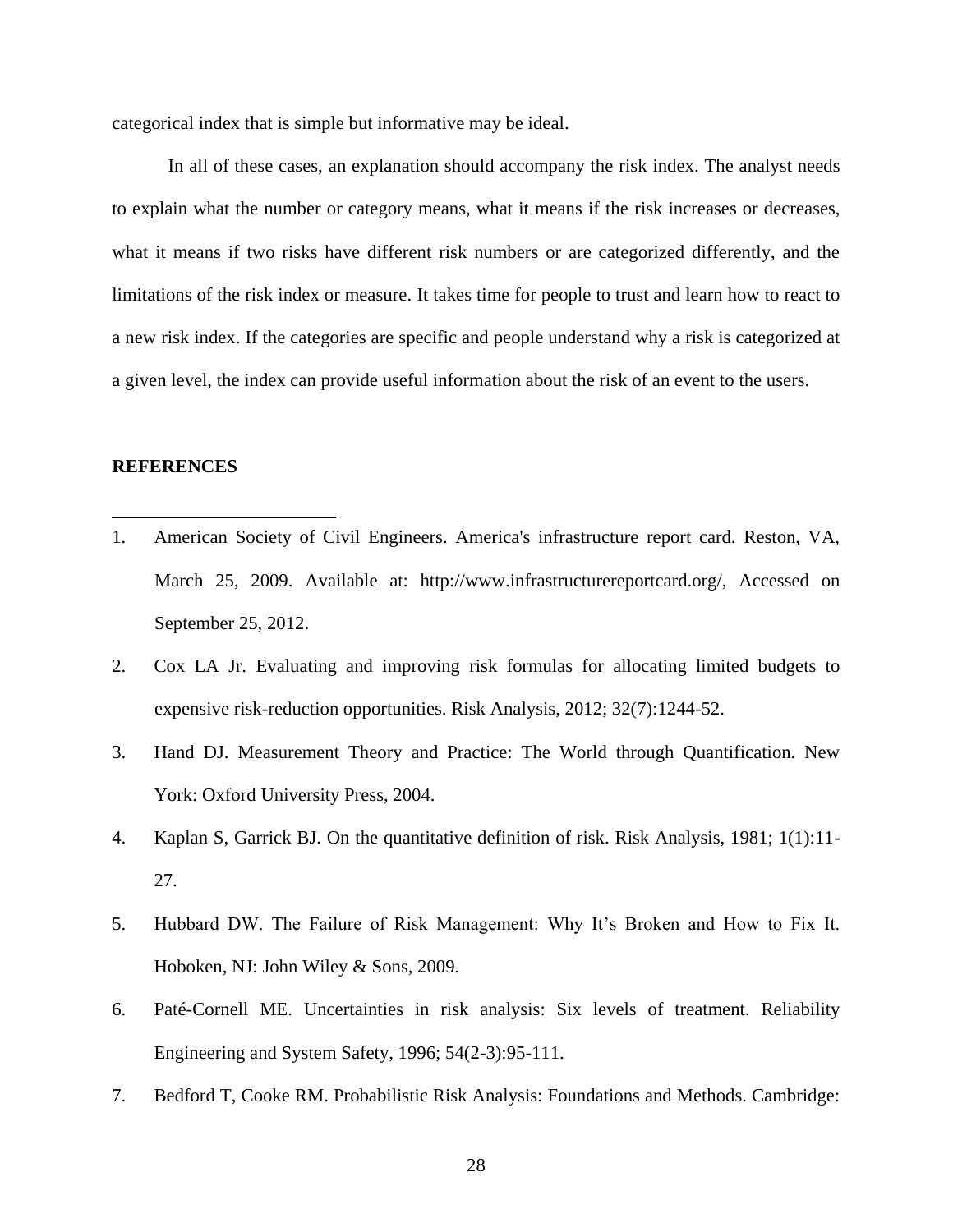categorical index that is simple but informative may be ideal.

In all of these cases, an explanation should accompany the risk index. The analyst needs to explain what the number or category means, what it means if the risk increases or decreases, what it means if two risks have different risk numbers or are categorized differently, and the limitations of the risk index or measure. It takes time for people to trust and learn how to react to a new risk index. If the categories are specific and people understand why a risk is categorized at a given level, the index can provide useful information about the risk of an event to the users.

**REFERENCES**

1. American Society of Civil Engineers. America's infrastructure report card. Reston, VA, March 25, 2009. Available at: http://www.infrastructurereportcard.org/, Accessed on September 25, 2012.
2. Cox LA Jr. Evaluating and improving risk formulas for allocating limited budgets to expensive risk-reduction opportunities. Risk Analysis, 2012; 32(7):1244-52.
3. Hand DJ. Measurement Theory and Practice: The World through Quantification. New York: Oxford University Press, 2004.
4. Kaplan S, Garrick BJ. On the quantitative definition of risk. Risk Analysis, 1981; 1(1):11-27.
5. Hubbard DW. The Failure of Risk Management: Why It's Broken and How to Fix It. Hoboken, NJ: John Wiley & Sons, 2009.
6. Paté-Cornell ME. Uncertainties in risk analysis: Six levels of treatment. Reliability Engineering and System Safety, 1996; 54(2-3):95-111.
7. Bedford T, Cooke RM. Probabilistic Risk Analysis: Foundations and Methods. Cambridge: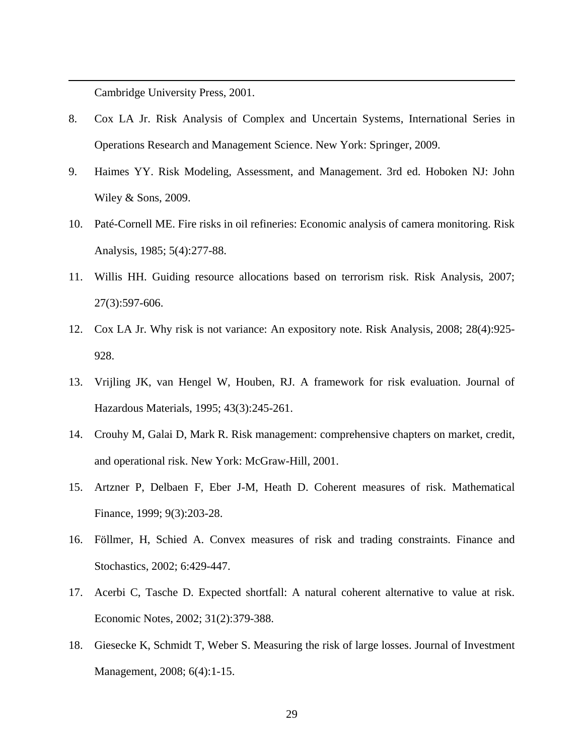Cambridge University Press, 2001.

8. Cox LA Jr. Risk Analysis of Complex and Uncertain Systems, International Series in Operations Research and Management Science. New York: Springer, 2009.
9. Haimes YY. Risk Modeling, Assessment, and Management. 3rd ed. Hoboken NJ: John Wiley & Sons, 2009.
10. Paté-Cornell ME. Fire risks in oil refineries: Economic analysis of camera monitoring. Risk Analysis, 1985; 5(4):277-88.
11. Willis HH. Guiding resource allocations based on terrorism risk. Risk Analysis, 2007; 27(3):597-606.
12. Cox LA Jr. Why risk is not variance: An expository note. Risk Analysis, 2008; 28(4):925-928.
13. Vrijling JK, van Hengel W, Houben, RJ. A framework for risk evaluation. Journal of Hazardous Materials, 1995; 43(3):245-261.
14. Crouhy M, Galai D, Mark R. Risk management: comprehensive chapters on market, credit, and operational risk. New York: McGraw-Hill, 2001.
15. Artzner P, Delbaen F, Eber J-M, Heath D. Coherent measures of risk. Mathematical Finance, 1999; 9(3):203-28.
16. Föllmer, H, Schied A. Convex measures of risk and trading constraints. Finance and Stochastics, 2002; 6:429-447.
17. Acerbi C, Tasche D. Expected shortfall: A natural coherent alternative to value at risk. Economic Notes, 2002; 31(2):379-388.
18. Giesecke K, Schmidt T, Weber S. Measuring the risk of large losses. Journal of Investment Management, 2008; 6(4):1-15.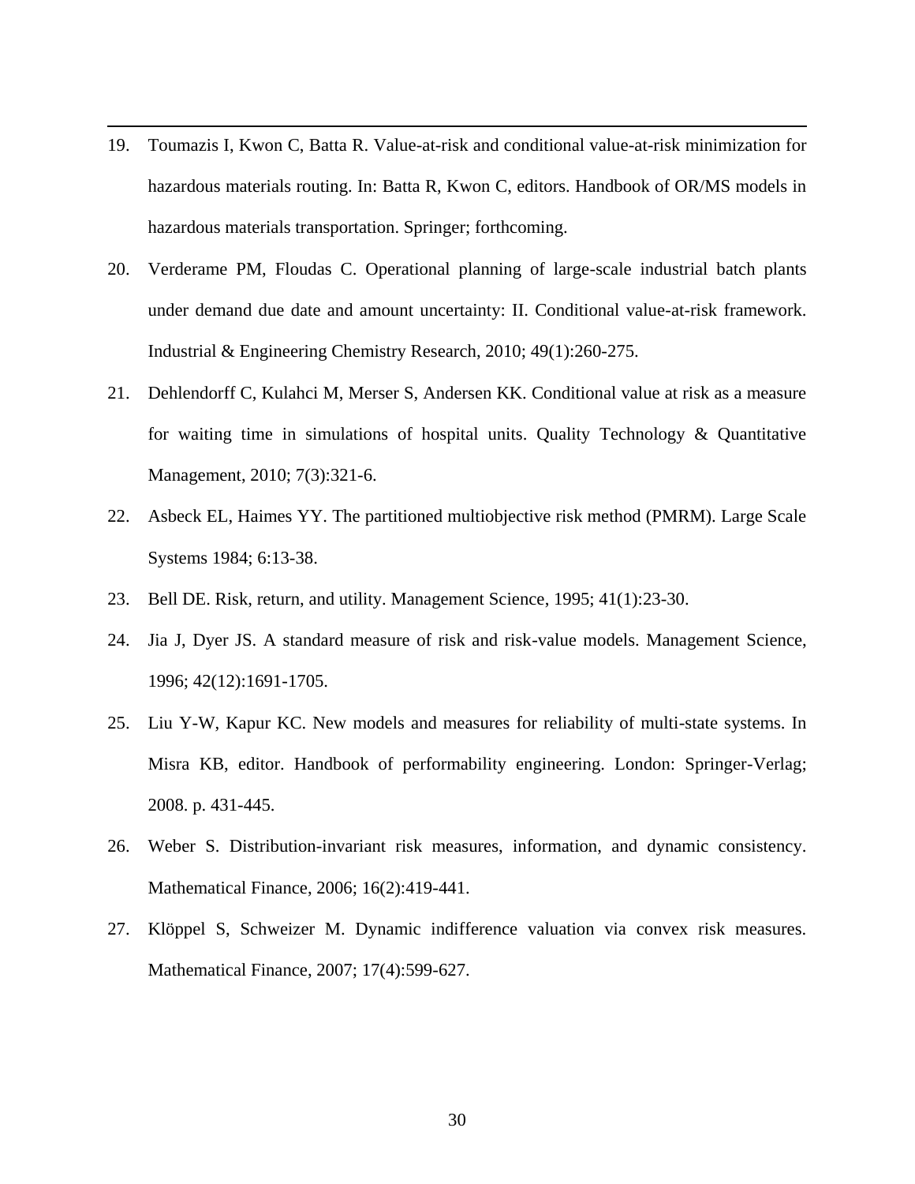19. Toumazis I, Kwon C, Batta R. Value-at-risk and conditional value-at-risk minimization for hazardous materials routing. In: Batta R, Kwon C, editors. Handbook of OR/MS models in hazardous materials transportation. Springer; forthcoming.
20. Verderame PM, Floudas C. Operational planning of large-scale industrial batch plants under demand due date and amount uncertainty: II. Conditional value-at-risk framework. Industrial & Engineering Chemistry Research, 2010; 49(1):260-275.
21. Dehlendorff C, Kulahci M, Merser S, Andersen KK. Conditional value at risk as a measure for waiting time in simulations of hospital units. Quality Technology & Quantitative Management, 2010; 7(3):321-6.
22. Asbeck EL, Haimes YY. The partitioned multiobjective risk method (PMRM). Large Scale Systems 1984; 6:13-38.
23. Bell DE. Risk, return, and utility. Management Science, 1995; 41(1):23-30.
24. Jia J, Dyer JS. A standard measure of risk and risk-value models. Management Science, 1996; 42(12):1691-1705.
25. Liu Y-W, Kapur KC. New models and measures for reliability of multi-state systems. In Misra KB, editor. Handbook of performability engineering. London: Springer-Verlag; 2008. p. 431-445.
26. Weber S. Distribution-invariant risk measures, information, and dynamic consistency. Mathematical Finance, 2006; 16(2):419-441.
27. Klöppel S, Schweizer M. Dynamic indifference valuation via convex risk measures. Mathematical Finance, 2007; 17(4):599-627.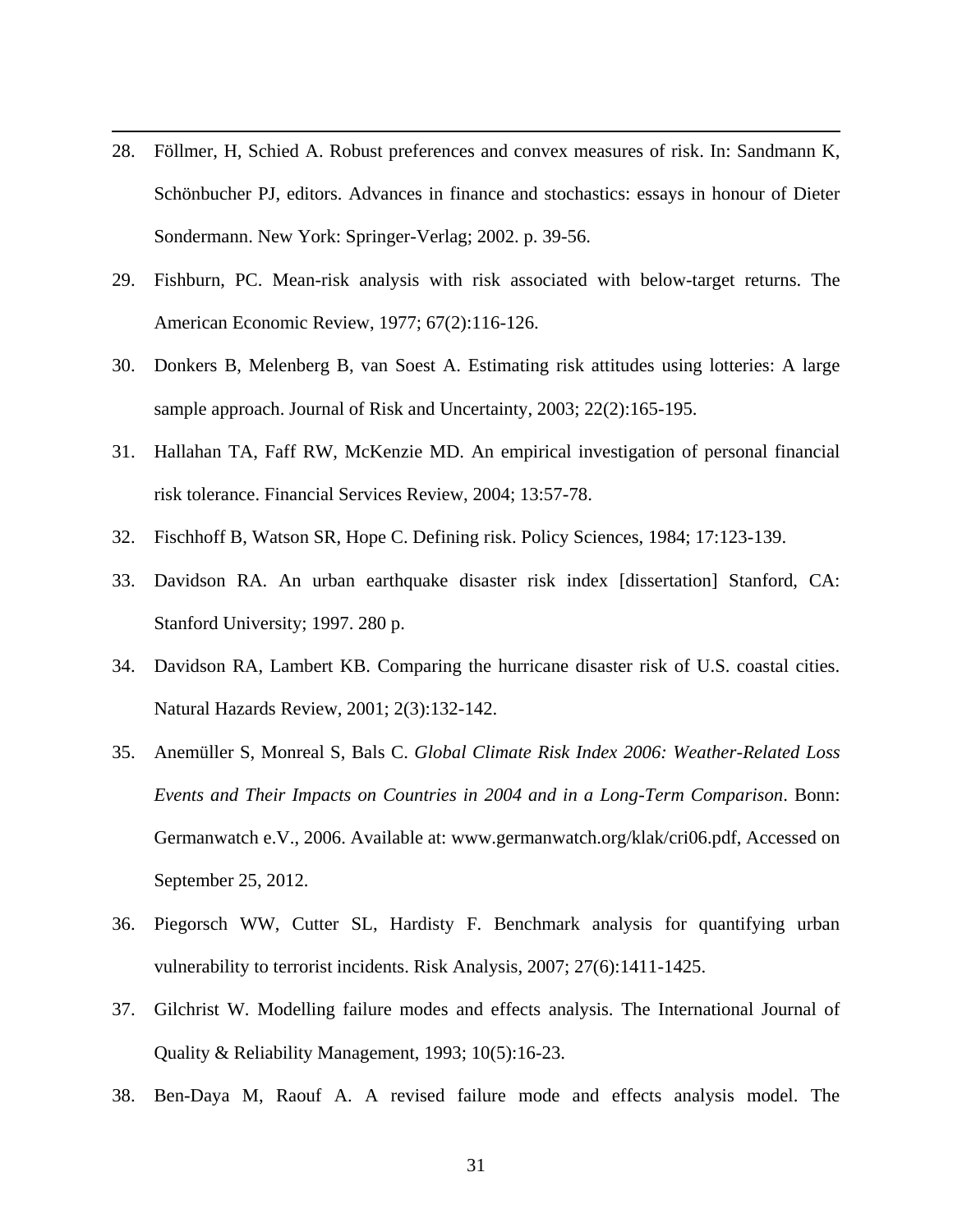28. Föllmer, H, Schied A. Robust preferences and convex measures of risk. In: Sandmann K, Schönbucher PJ, editors. Advances in finance and stochastics: essays in honour of Dieter Sondermann. New York: Springer-Verlag; 2002. p. 39-56.

29. Fishburn, PC. Mean-risk analysis with risk associated with below-target returns. The American Economic Review, 1977; 67(2):116-126.

30. Donkers B, Melenberg B, van Soest A. Estimating risk attitudes using lotteries: A large sample approach. Journal of Risk and Uncertainty, 2003; 22(2):165-195.

31. Hallahan TA, Faff RW, McKenzie MD. An empirical investigation of personal financial risk tolerance. Financial Services Review, 2004; 13:57-78.

32. Fischhoff B, Watson SR, Hope C. Defining risk. Policy Sciences, 1984; 17:123-139.

33. Davidson RA. An urban earthquake disaster risk index [dissertation] Stanford, CA: Stanford University; 1997. 280 p.

34. Davidson RA, Lambert KB. Comparing the hurricane disaster risk of U.S. coastal cities. Natural Hazards Review, 2001; 2(3):132-142.

35. Anemüller S, Monreal S, Bals C. *Global Climate Risk Index 2006: Weather-Related Loss Events and Their Impacts on Countries in 2004 and in a Long-Term Comparison*. Bonn: Germanwatch e.V., 2006. Available at: www.germanwatch.org/klak/cri06.pdf, Accessed on September 25, 2012.

36. Piegorsch WW, Cutter SL, Hardisty F. Benchmark analysis for quantifying urban vulnerability to terrorist incidents. Risk Analysis, 2007; 27(6):1411-1425.

37. Gilchrist W. Modelling failure modes and effects analysis. The International Journal of Quality & Reliability Management, 1993; 10(5):16-23.

38. Ben-Daya M, Raouf A. A revised failure mode and effects analysis model. The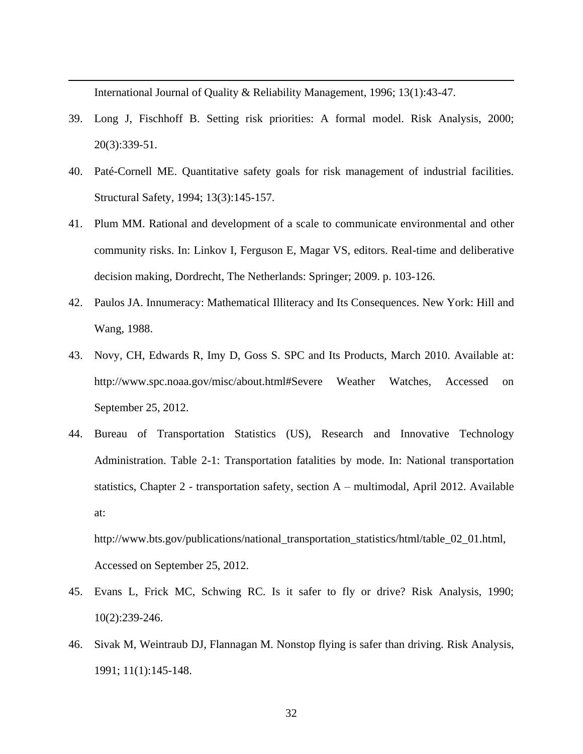International Journal of Quality & Reliability Management, 1996; 13(1):43-47.

39. Long J, Fischhoff B. Setting risk priorities: A formal model. Risk Analysis, 2000; 20(3):339-51.

40. Paté-Cornell ME. Quantitative safety goals for risk management of industrial facilities. Structural Safety, 1994; 13(3):145-157.

41. Plum MM. Rational and development of a scale to communicate environmental and other community risks. In: Linkov I, Ferguson E, Magar VS, editors. Real-time and deliberative decision making, Dordrecht, The Netherlands: Springer; 2009. p. 103-126.

42. Paulos JA. Innumeracy: Mathematical Illiteracy and Its Consequences. New York: Hill and Wang, 1988.

43. Novy, CH, Edwards R, Imy D, Goss S. SPC and Its Products, March 2010. Available at: http://www.spc.noaa.gov/misc/about.html#Severe Weather Watches, Accessed on September 25, 2012.

44. Bureau of Transportation Statistics (US), Research and Innovative Technology Administration. Table 2-1: Transportation fatalities by mode. In: National transportation statistics, Chapter 2 - transportation safety, section A – multimodal, April 2012. Available at: http://www.bts.gov/publications/national_transportation_statistics/html/table_02_01.html, Accessed on September 25, 2012.

45. Evans L, Frick MC, Schwing RC. Is it safer to fly or drive? Risk Analysis, 1990; 10(2):239-246.

46. Sivak M, Weintraub DJ, Flannagan M. Nonstop flying is safer than driving. Risk Analysis, 1991; 11(1):145-148.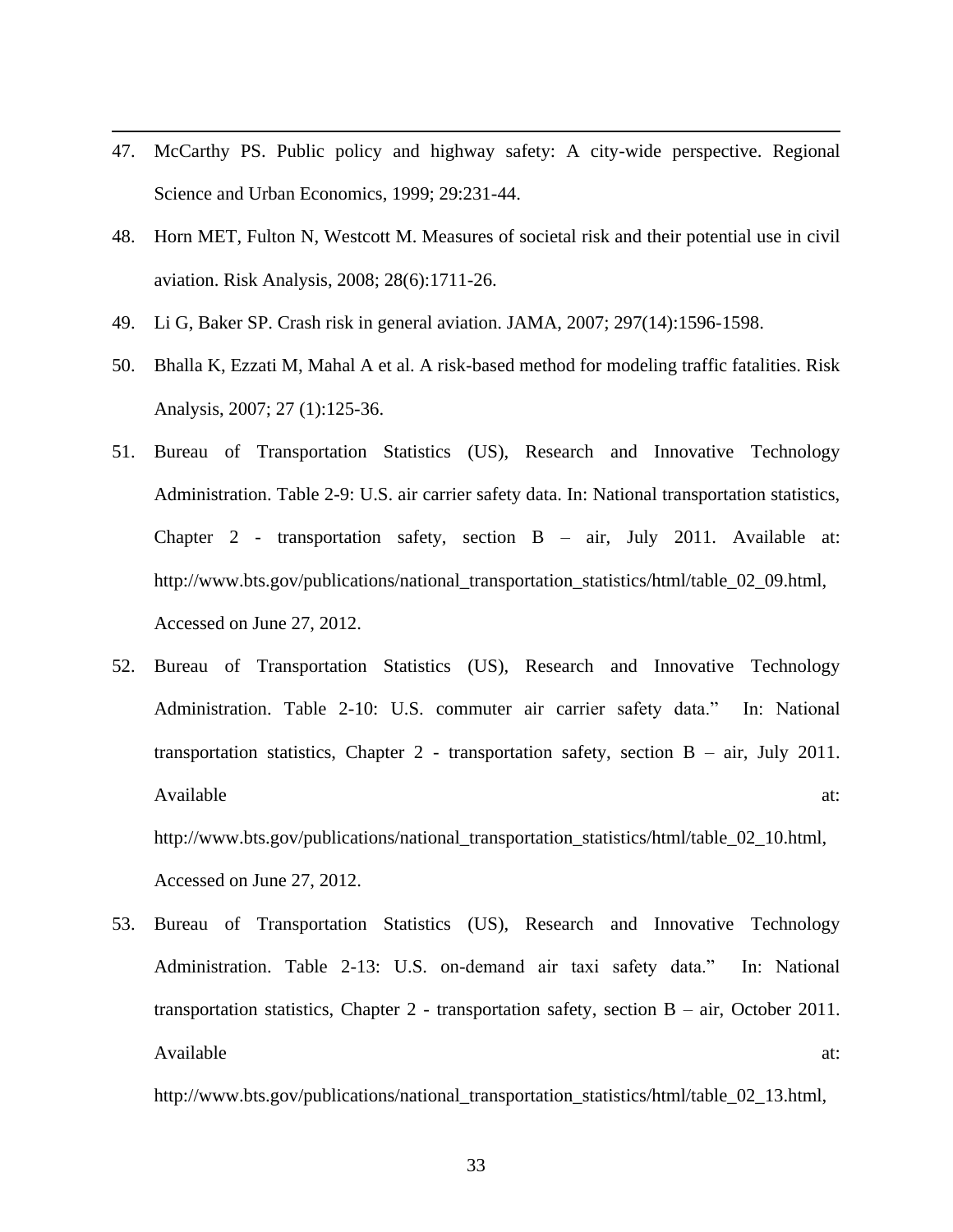47. McCarthy PS. Public policy and highway safety: A city-wide perspective. Regional Science and Urban Economics, 1999; 29:231-44.
48. Horn MET, Fulton N, Westcott M. Measures of societal risk and their potential use in civil aviation. Risk Analysis, 2008; 28(6):1711-26.
49. Li G, Baker SP. Crash risk in general aviation. JAMA, 2007; 297(14):1596-1598.
50. Bhalla K, Ezzati M, Mahal A et al. A risk-based method for modeling traffic fatalities. Risk Analysis, 2007; 27 (1):125-36.
51. Bureau of Transportation Statistics (US), Research and Innovative Technology Administration. Table 2-9: U.S. air carrier safety data. In: National transportation statistics, Chapter 2 - transportation safety, section B – air, July 2011. Available at: http://www.bts.gov/publications/national_transportation_statistics/html/table_02_09.html, Accessed on June 27, 2012.
52. Bureau of Transportation Statistics (US), Research and Innovative Technology Administration. Table 2-10: U.S. commuter air carrier safety data." In: National transportation statistics, Chapter 2 - transportation safety, section B – air, July 2011. Available at: http://www.bts.gov/publications/national_transportation_statistics/html/table_02_10.html, Accessed on June 27, 2012.
53. Bureau of Transportation Statistics (US), Research and Innovative Technology Administration. Table 2-13: U.S. on-demand air taxi safety data." In: National transportation statistics, Chapter 2 - transportation safety, section B – air, October 2011. Available at: http://www.bts.gov/publications/national_transportation_statistics/html/table_02_13.html,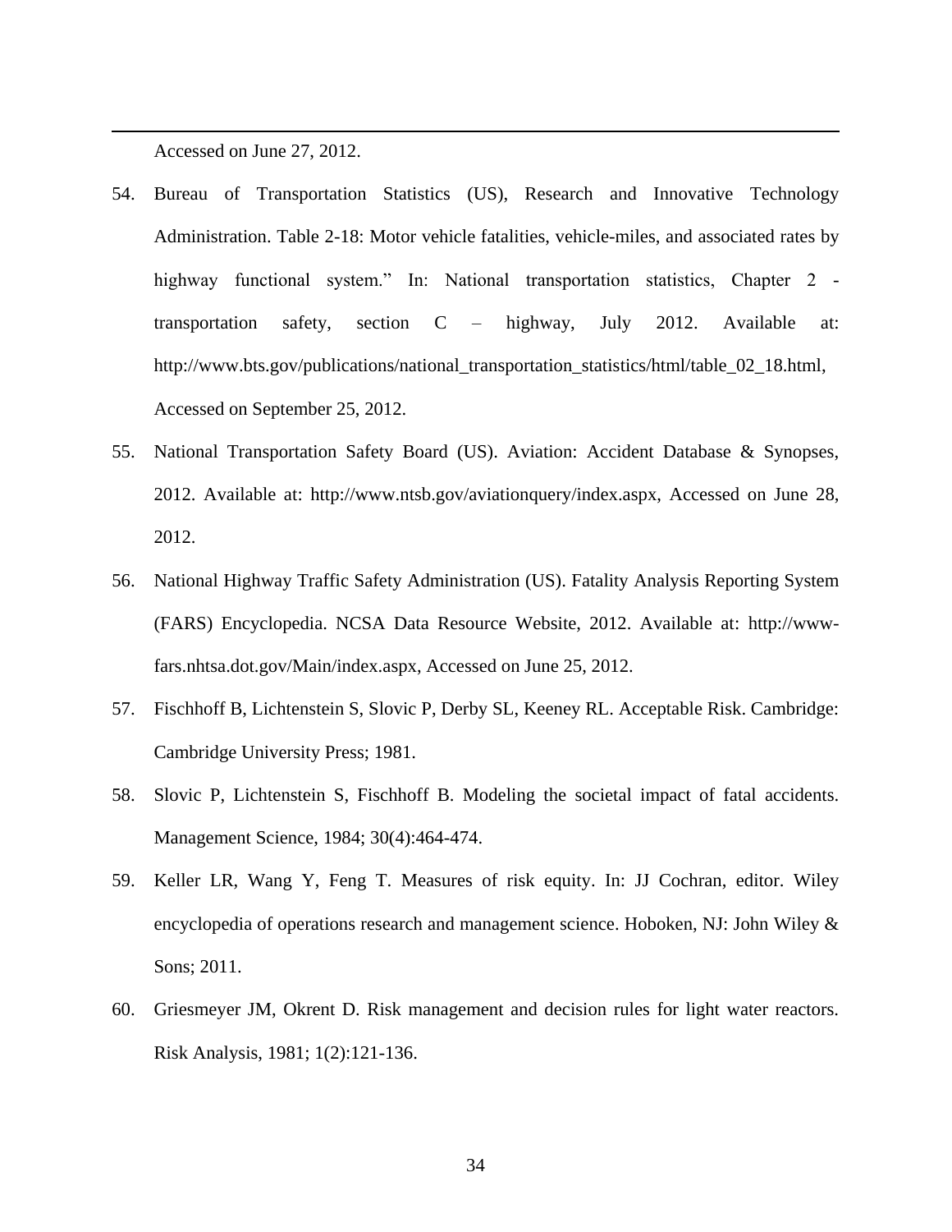Accessed on June 27, 2012.

54. Bureau of Transportation Statistics (US), Research and Innovative Technology Administration. Table 2-18: Motor vehicle fatalities, vehicle-miles, and associated rates by highway functional system." In: National transportation statistics, Chapter 2 - transportation safety, section C – highway, July 2012. Available at: http://www.bts.gov/publications/national_transportation_statistics/html/table_02_18.html, Accessed on September 25, 2012.
55. National Transportation Safety Board (US). Aviation: Accident Database & Synopses, 2012. Available at: http://www.ntsb.gov/aviationquery/index.aspx, Accessed on June 28, 2012.
56. National Highway Traffic Safety Administration (US). Fatality Analysis Reporting System (FARS) Encyclopedia. NCSA Data Resource Website, 2012. Available at: http://www-fars.nhtsa.dot.gov/Main/index.aspx, Accessed on June 25, 2012.
57. Fischhoff B, Lichtenstein S, Slovic P, Derby SL, Keeney RL. Acceptable Risk. Cambridge: Cambridge University Press; 1981.
58. Slovic P, Lichtenstein S, Fischhoff B. Modeling the societal impact of fatal accidents. Management Science, 1984; 30(4):464-474.
59. Keller LR, Wang Y, Feng T. Measures of risk equity. In: JJ Cochran, editor. Wiley encyclopedia of operations research and management science. Hoboken, NJ: John Wiley & Sons; 2011.
60. Griesmeyer JM, Okrent D. Risk management and decision rules for light water reactors. Risk Analysis, 1981; 1(2):121-136.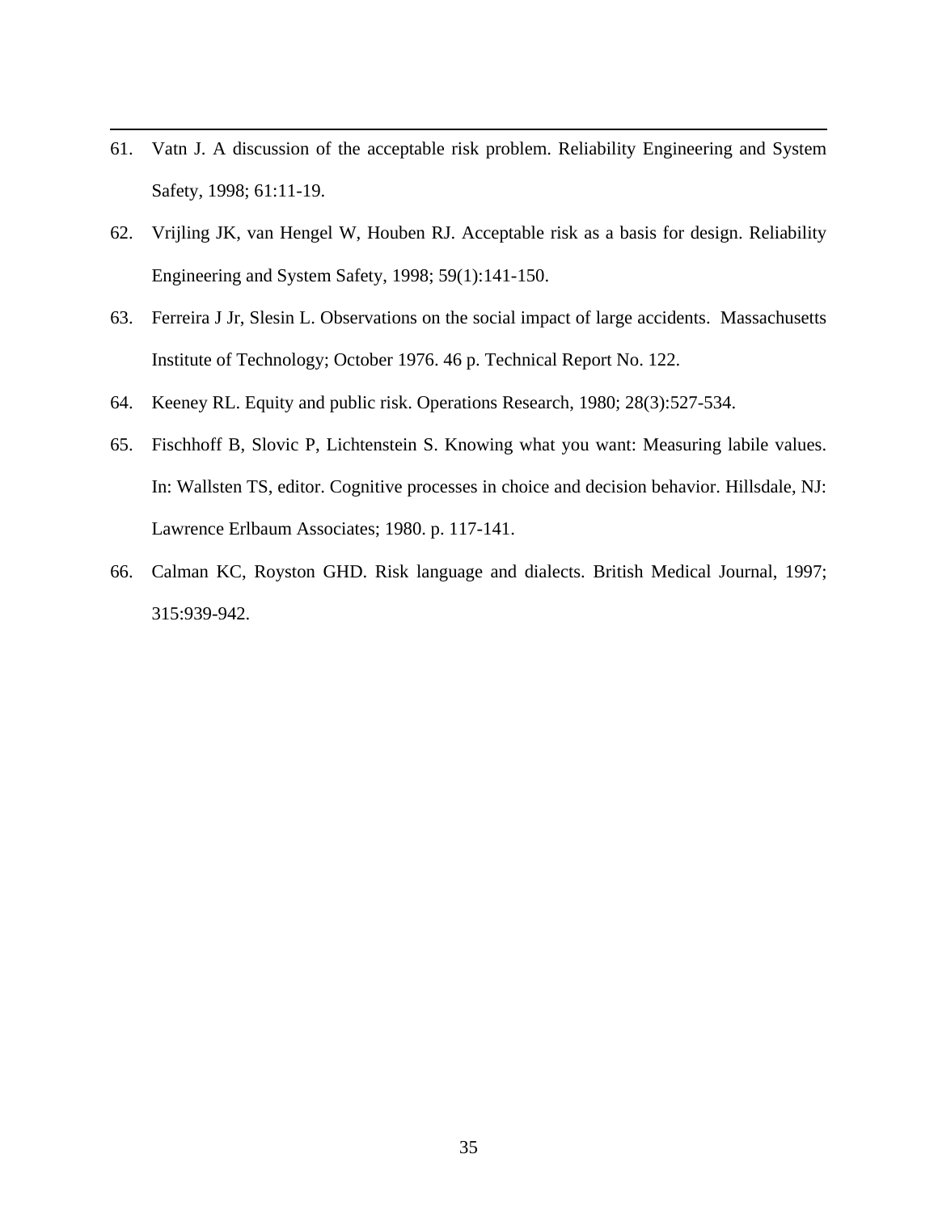61. Vatn J. A discussion of the acceptable risk problem. Reliability Engineering and System Safety, 1998; 61:11-19.
62. Vrijling JK, van Hengel W, Houben RJ. Acceptable risk as a basis for design. Reliability Engineering and System Safety, 1998; 59(1):141-150.
63. Ferreira J Jr, Slesin L. Observations on the social impact of large accidents. Massachusetts Institute of Technology; October 1976. 46 p. Technical Report No. 122.
64. Keeney RL. Equity and public risk. Operations Research, 1980; 28(3):527-534.
65. Fischhoff B, Slovic P, Lichtenstein S. Knowing what you want: Measuring labile values. In: Wallsten TS, editor. Cognitive processes in choice and decision behavior. Hillsdale, NJ: Lawrence Erlbaum Associates; 1980. p. 117-141.
66. Calman KC, Royston GHD. Risk language and dialects. British Medical Journal, 1997; 315:939-942.